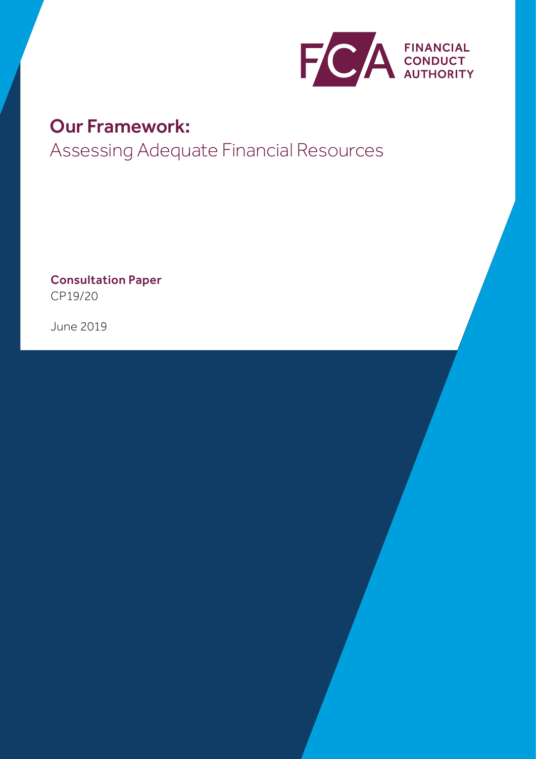FINANCIAL CONDUCT AUTHORITY

# Our Framework:

## Assessing Adequate Financial Resources

**Consultation Paper**
CP19/20

June 2019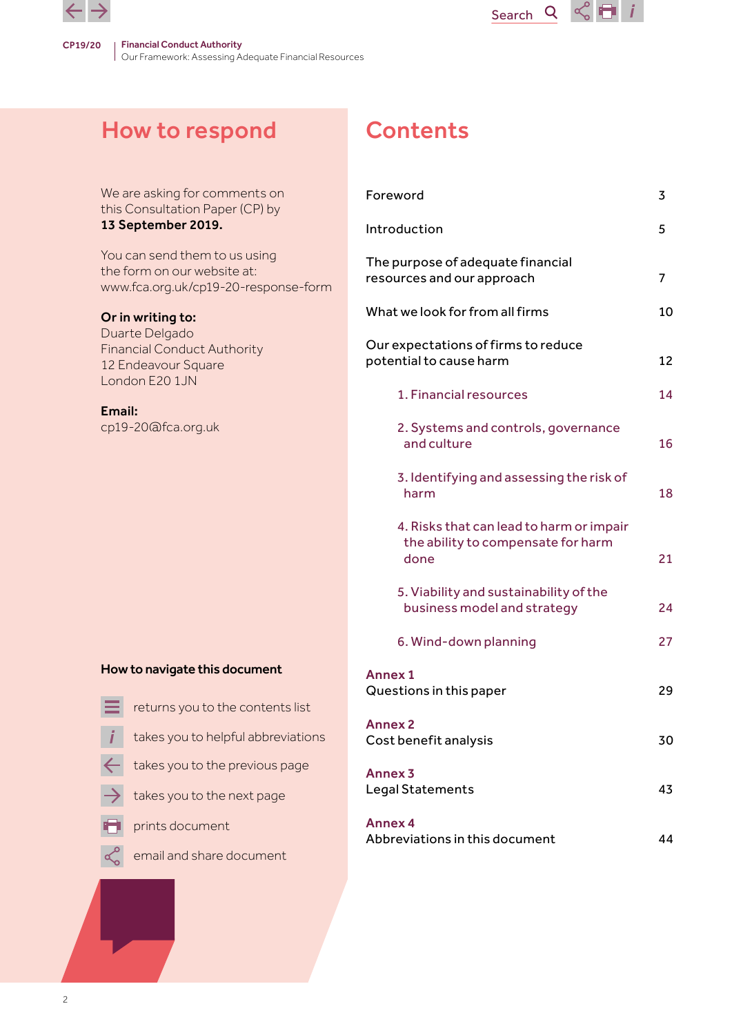## How to respond

We are asking for comments on this Consultation Paper (CP) by **13 September 2019.**

You can send them to us using the form on our website at: www.fca.org.uk/cp19-20-response-form

**Or in writing to:**
Duarte Delgado
Financial Conduct Authority
12 Endeavour Square
London E20 1JN

**Email:**
cp19-20@fca.org.uk

**How to navigate this document**

- returns you to the contents list
- takes you to helpful abbreviations
- takes you to the previous page
- takes you to the next page
- prints document
- email and share document

## Contents

| | |
|---|---|
| Foreword | 3 |
| Introduction | 5 |
| The purpose of adequate financial resources and our approach | 7 |
| What we look for from all firms | 10 |
| Our expectations of firms to reduce potential to cause harm | 12 |
| 1. Financial resources | 14 |
| 2. Systems and controls, governance and culture | 16 |
| 3. Identifying and assessing the risk of harm | 18 |
| 4. Risks that can lead to harm or impair the ability to compensate for harm done | 21 |
| 5. Viability and sustainability of the business model and strategy | 24 |
| 6. Wind-down planning | 27 |
| **Annex 1** Questions in this paper | 29 |
| **Annex 2** Cost benefit analysis | 30 |
| **Annex 3** Legal Statements | 43 |
| **Annex 4** Abbreviations in this document | 44 |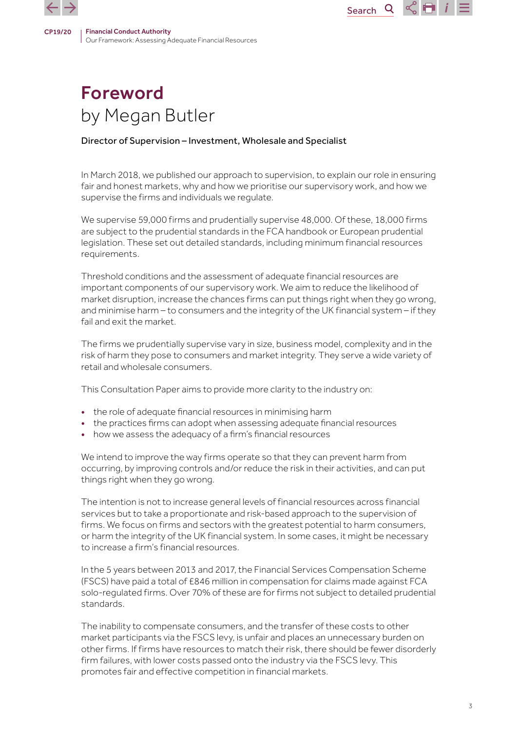# Foreword

by Megan Butler

Director of Supervision – Investment, Wholesale and Specialist

In March 2018, we published our approach to supervision, to explain our role in ensuring fair and honest markets, why and how we prioritise our supervisory work, and how we supervise the firms and individuals we regulate.

We supervise 59,000 firms and prudentially supervise 48,000. Of these, 18,000 firms are subject to the prudential standards in the FCA handbook or European prudential legislation. These set out detailed standards, including minimum financial resources requirements.

Threshold conditions and the assessment of adequate financial resources are important components of our supervisory work. We aim to reduce the likelihood of market disruption, increase the chances firms can put things right when they go wrong, and minimise harm – to consumers and the integrity of the UK financial system – if they fail and exit the market.

The firms we prudentially supervise vary in size, business model, complexity and in the risk of harm they pose to consumers and market integrity. They serve a wide variety of retail and wholesale consumers.

This Consultation Paper aims to provide more clarity to the industry on:

- the role of adequate financial resources in minimising harm
- the practices firms can adopt when assessing adequate financial resources
- how we assess the adequacy of a firm's financial resources

We intend to improve the way firms operate so that they can prevent harm from occurring, by improving controls and/or reduce the risk in their activities, and can put things right when they go wrong.

The intention is not to increase general levels of financial resources across financial services but to take a proportionate and risk-based approach to the supervision of firms. We focus on firms and sectors with the greatest potential to harm consumers, or harm the integrity of the UK financial system. In some cases, it might be necessary to increase a firm's financial resources.

In the 5 years between 2013 and 2017, the Financial Services Compensation Scheme (FSCS) have paid a total of £846 million in compensation for claims made against FCA solo-regulated firms. Over 70% of these are for firms not subject to detailed prudential standards.

The inability to compensate consumers, and the transfer of these costs to other market participants via the FSCS levy, is unfair and places an unnecessary burden on other firms. If firms have resources to match their risk, there should be fewer disorderly firm failures, with lower costs passed onto the industry via the FSCS levy. This promotes fair and effective competition in financial markets.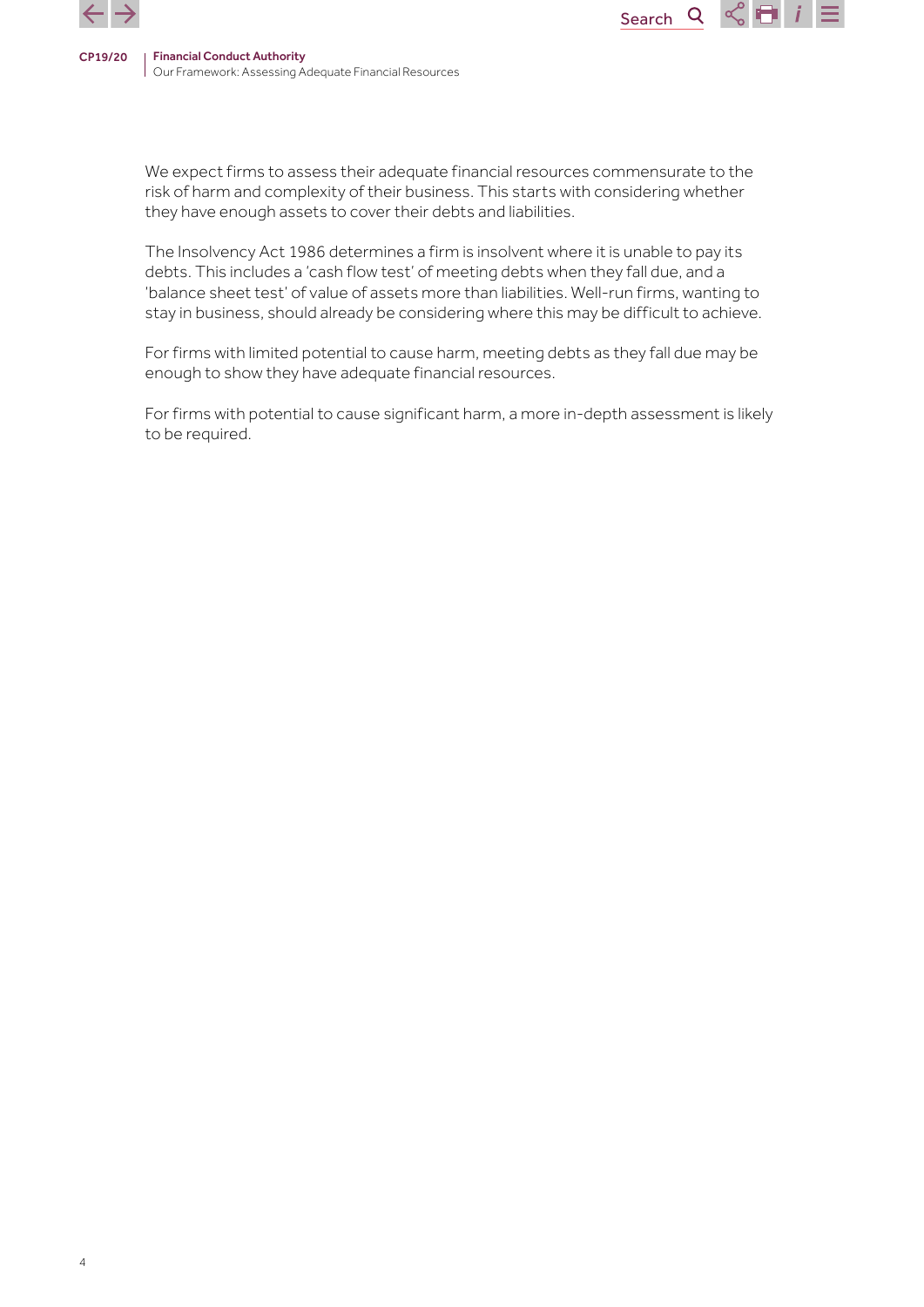We expect firms to assess their adequate financial resources commensurate to the risk of harm and complexity of their business. This starts with considering whether they have enough assets to cover their debts and liabilities.

The Insolvency Act 1986 determines a firm is insolvent where it is unable to pay its debts. This includes a 'cash flow test' of meeting debts when they fall due, and a 'balance sheet test' of value of assets more than liabilities. Well-run firms, wanting to stay in business, should already be considering where this may be difficult to achieve.

For firms with limited potential to cause harm, meeting debts as they fall due may be enough to show they have adequate financial resources.

For firms with potential to cause significant harm, a more in-depth assessment is likely to be required.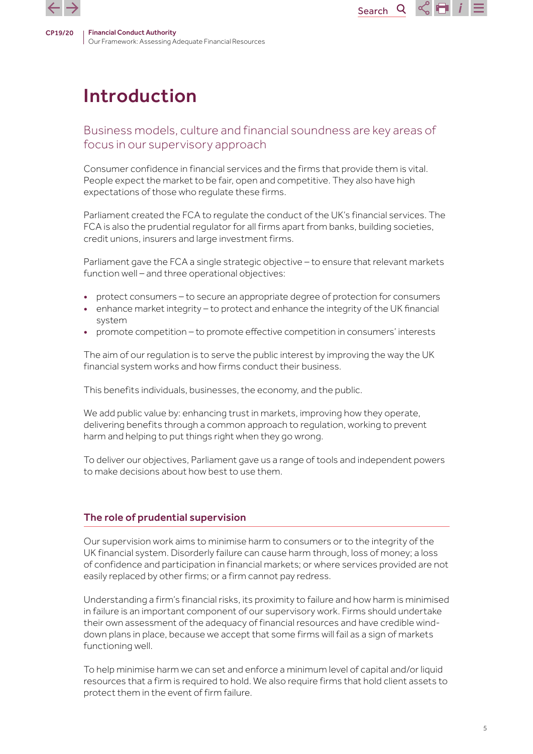# Introduction

## Business models, culture and financial soundness are key areas of focus in our supervisory approach

Consumer confidence in financial services and the firms that provide them is vital. People expect the market to be fair, open and competitive. They also have high expectations of those who regulate these firms.

Parliament created the FCA to regulate the conduct of the UK's financial services. The FCA is also the prudential regulator for all firms apart from banks, building societies, credit unions, insurers and large investment firms.

Parliament gave the FCA a single strategic objective – to ensure that relevant markets function well – and three operational objectives:

- protect consumers – to secure an appropriate degree of protection for consumers
- enhance market integrity – to protect and enhance the integrity of the UK financial system
- promote competition – to promote effective competition in consumers' interests

The aim of our regulation is to serve the public interest by improving the way the UK financial system works and how firms conduct their business.

This benefits individuals, businesses, the economy, and the public.

We add public value by: enhancing trust in markets, improving how they operate, delivering benefits through a common approach to regulation, working to prevent harm and helping to put things right when they go wrong.

To deliver our objectives, Parliament gave us a range of tools and independent powers to make decisions about how best to use them.

### The role of prudential supervision

Our supervision work aims to minimise harm to consumers or to the integrity of the UK financial system. Disorderly failure can cause harm through, loss of money; a loss of confidence and participation in financial markets; or where services provided are not easily replaced by other firms; or a firm cannot pay redress.

Understanding a firm's financial risks, its proximity to failure and how harm is minimised in failure is an important component of our supervisory work. Firms should undertake their own assessment of the adequacy of financial resources and have credible wind-down plans in place, because we accept that some firms will fail as a sign of markets functioning well.

To help minimise harm we can set and enforce a minimum level of capital and/or liquid resources that a firm is required to hold. We also require firms that hold client assets to protect them in the event of firm failure.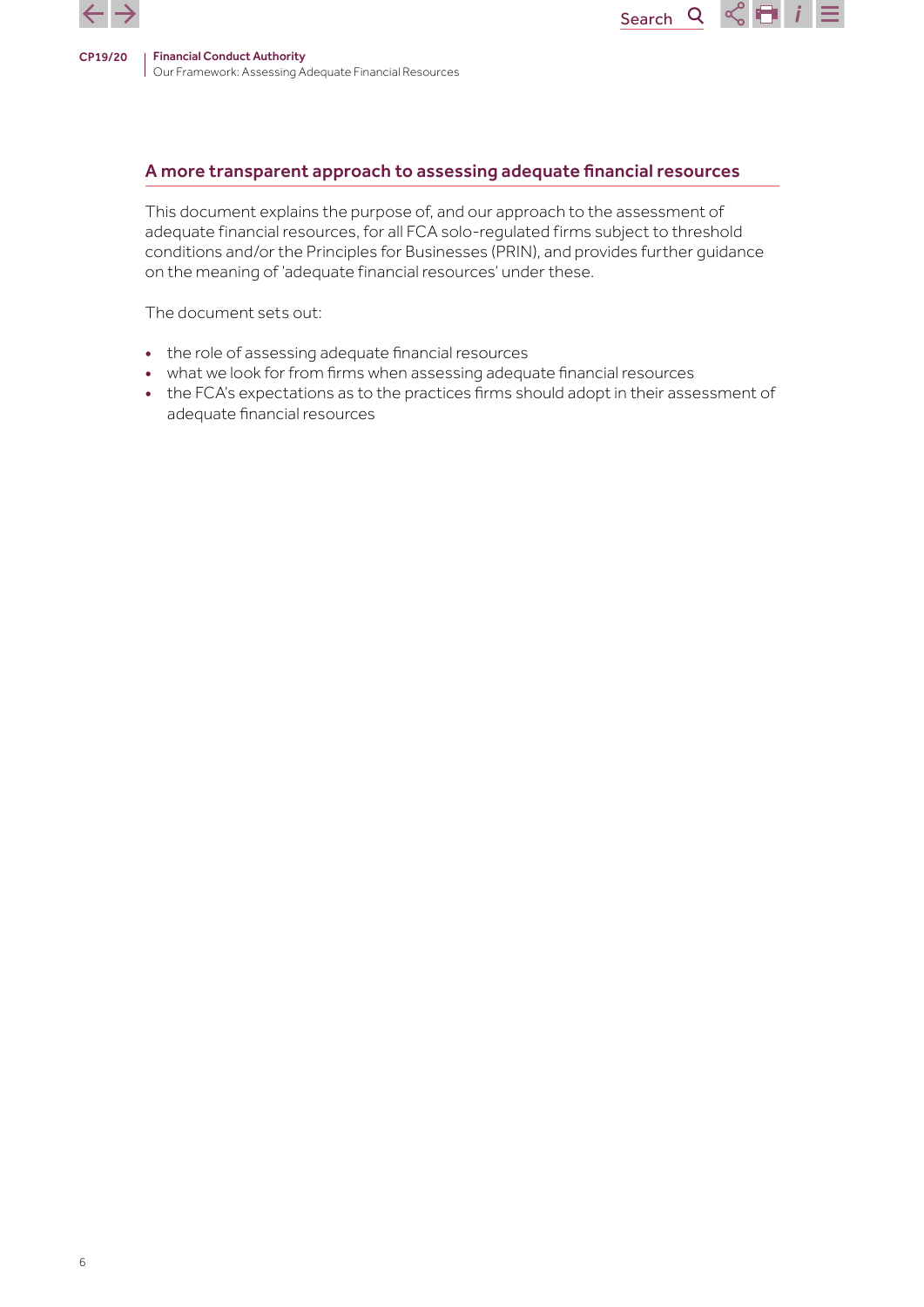## A more transparent approach to assessing adequate financial resources

This document explains the purpose of, and our approach to the assessment of adequate financial resources, for all FCA solo-regulated firms subject to threshold conditions and/or the Principles for Businesses (PRIN), and provides further guidance on the meaning of 'adequate financial resources' under these.

The document sets out:

- the role of assessing adequate financial resources
- what we look for from firms when assessing adequate financial resources
- the FCA's expectations as to the practices firms should adopt in their assessment of adequate financial resources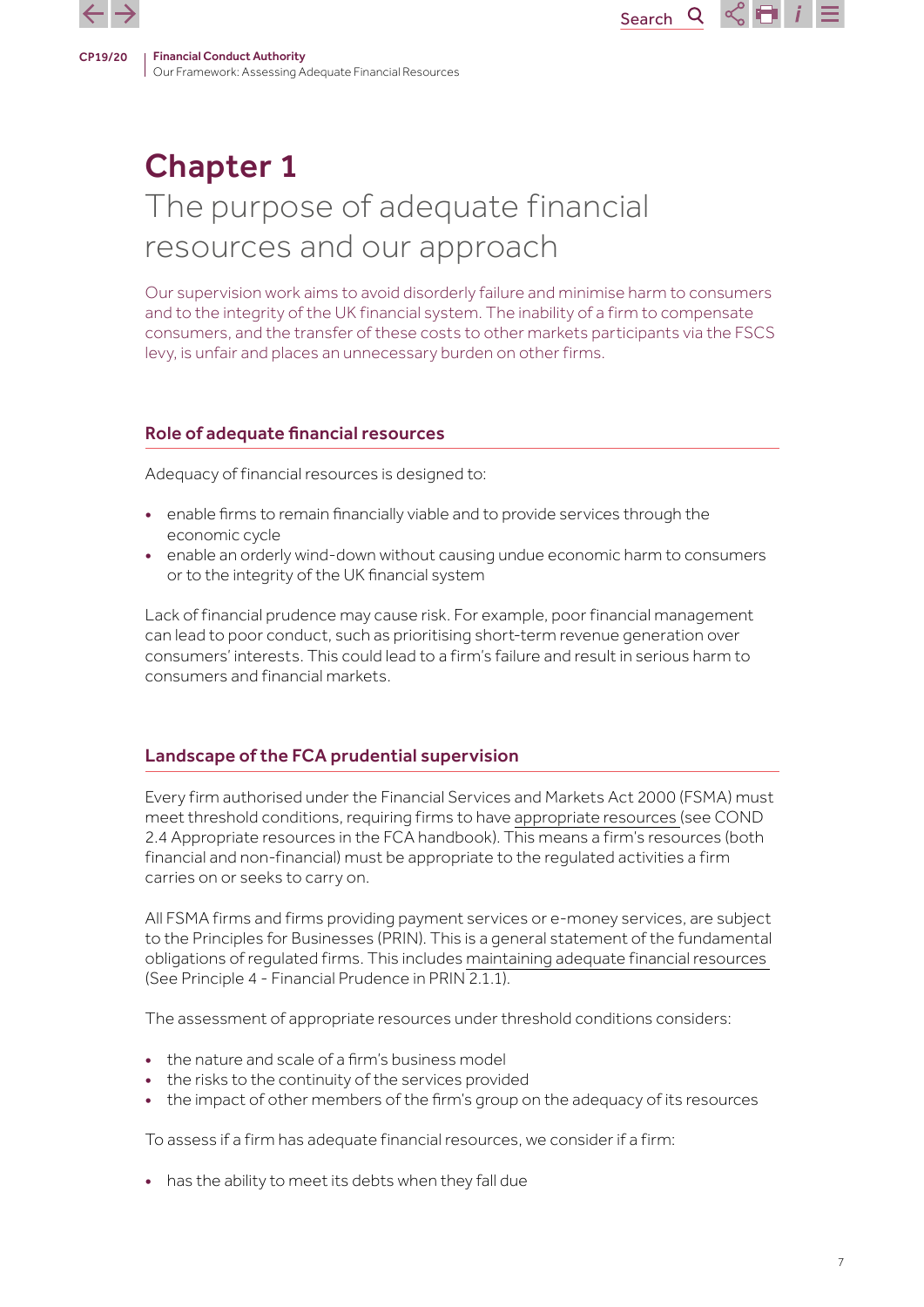# Chapter 1
## The purpose of adequate financial resources and our approach

Our supervision work aims to avoid disorderly failure and minimise harm to consumers and to the integrity of the UK financial system. The inability of a firm to compensate consumers, and the transfer of these costs to other markets participants via the FSCS levy, is unfair and places an unnecessary burden on other firms.

### Role of adequate financial resources

Adequacy of financial resources is designed to:

- enable firms to remain financially viable and to provide services through the economic cycle
- enable an orderly wind-down without causing undue economic harm to consumers or to the integrity of the UK financial system

Lack of financial prudence may cause risk. For example, poor financial management can lead to poor conduct, such as prioritising short-term revenue generation over consumers' interests. This could lead to a firm's failure and result in serious harm to consumers and financial markets.

### Landscape of the FCA prudential supervision

Every firm authorised under the Financial Services and Markets Act 2000 (FSMA) must meet threshold conditions, requiring firms to have appropriate resources (see COND 2.4 Appropriate resources in the FCA handbook). This means a firm's resources (both financial and non-financial) must be appropriate to the regulated activities a firm carries on or seeks to carry on.

All FSMA firms and firms providing payment services or e-money services, are subject to the Principles for Businesses (PRIN). This is a general statement of the fundamental obligations of regulated firms. This includes maintaining adequate financial resources (See Principle 4 - Financial Prudence in PRIN 2.1.1).

The assessment of appropriate resources under threshold conditions considers:

- the nature and scale of a firm's business model
- the risks to the continuity of the services provided
- the impact of other members of the firm's group on the adequacy of its resources

To assess if a firm has adequate financial resources, we consider if a firm:

- has the ability to meet its debts when they fall due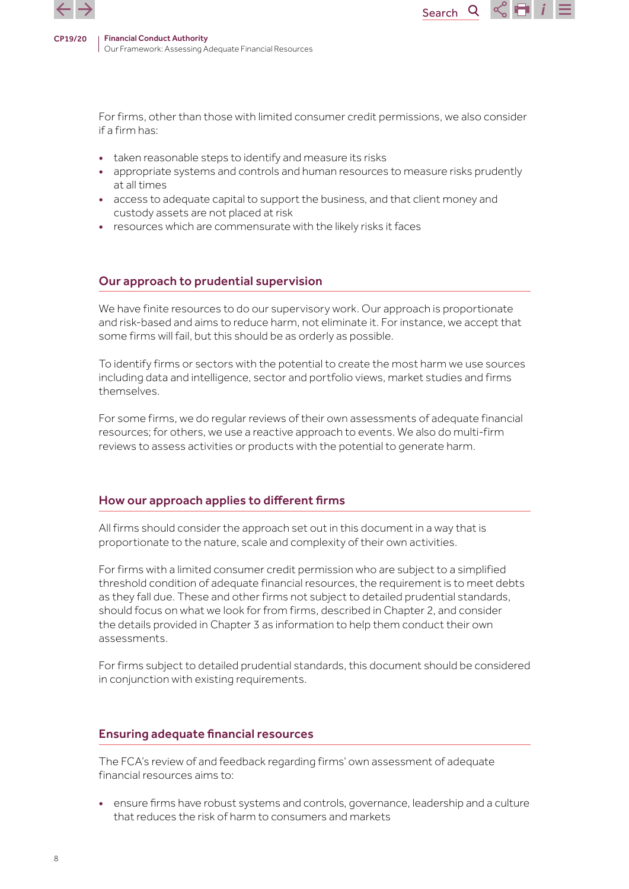For firms, other than those with limited consumer credit permissions, we also consider if a firm has:

- taken reasonable steps to identify and measure its risks
- appropriate systems and controls and human resources to measure risks prudently at all times
- access to adequate capital to support the business, and that client money and custody assets are not placed at risk
- resources which are commensurate with the likely risks it faces

## Our approach to prudential supervision

We have finite resources to do our supervisory work. Our approach is proportionate and risk-based and aims to reduce harm, not eliminate it. For instance, we accept that some firms will fail, but this should be as orderly as possible.

To identify firms or sectors with the potential to create the most harm we use sources including data and intelligence, sector and portfolio views, market studies and firms themselves.

For some firms, we do regular reviews of their own assessments of adequate financial resources; for others, we use a reactive approach to events. We also do multi-firm reviews to assess activities or products with the potential to generate harm.

## How our approach applies to different firms

All firms should consider the approach set out in this document in a way that is proportionate to the nature, scale and complexity of their own activities.

For firms with a limited consumer credit permission who are subject to a simplified threshold condition of adequate financial resources, the requirement is to meet debts as they fall due. These and other firms not subject to detailed prudential standards, should focus on what we look for from firms, described in Chapter 2, and consider the details provided in Chapter 3 as information to help them conduct their own assessments.

For firms subject to detailed prudential standards, this document should be considered in conjunction with existing requirements.

## Ensuring adequate financial resources

The FCA's review of and feedback regarding firms' own assessment of adequate financial resources aims to:

- ensure firms have robust systems and controls, governance, leadership and a culture that reduces the risk of harm to consumers and markets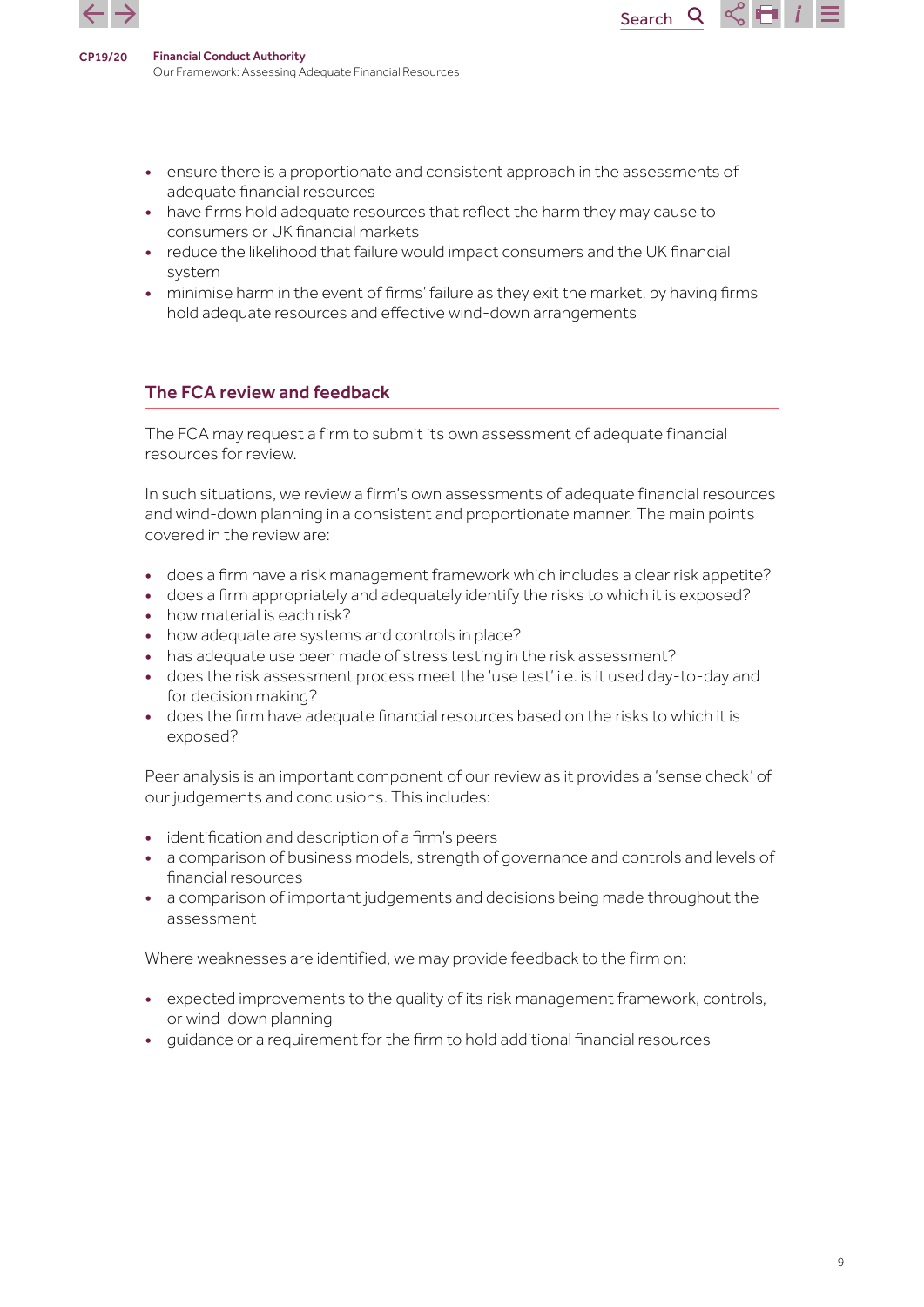- ensure there is a proportionate and consistent approach in the assessments of adequate financial resources
- have firms hold adequate resources that reflect the harm they may cause to consumers or UK financial markets
- reduce the likelihood that failure would impact consumers and the UK financial system
- minimise harm in the event of firms' failure as they exit the market, by having firms hold adequate resources and effective wind-down arrangements

## The FCA review and feedback

The FCA may request a firm to submit its own assessment of adequate financial resources for review.

In such situations, we review a firm's own assessments of adequate financial resources and wind-down planning in a consistent and proportionate manner. The main points covered in the review are:

- does a firm have a risk management framework which includes a clear risk appetite?
- does a firm appropriately and adequately identify the risks to which it is exposed?
- how material is each risk?
- how adequate are systems and controls in place?
- has adequate use been made of stress testing in the risk assessment?
- does the risk assessment process meet the 'use test' i.e. is it used day-to-day and for decision making?
- does the firm have adequate financial resources based on the risks to which it is exposed?

Peer analysis is an important component of our review as it provides a 'sense check' of our judgements and conclusions. This includes:

- identification and description of a firm's peers
- a comparison of business models, strength of governance and controls and levels of financial resources
- a comparison of important judgements and decisions being made throughout the assessment

Where weaknesses are identified, we may provide feedback to the firm on:

- expected improvements to the quality of its risk management framework, controls, or wind-down planning
- guidance or a requirement for the firm to hold additional financial resources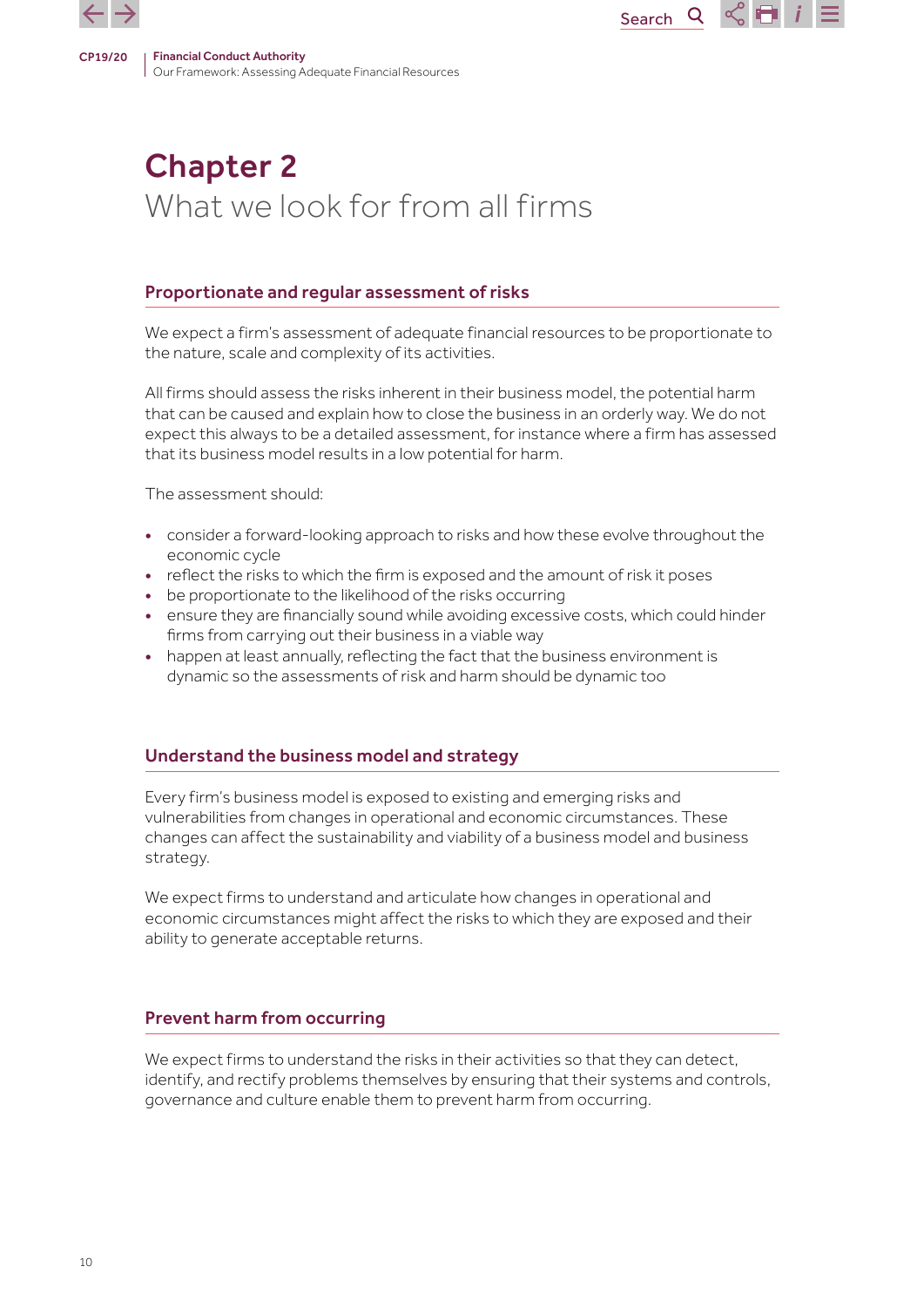# Chapter 2
## What we look for from all firms

### Proportionate and regular assessment of risks

We expect a firm's assessment of adequate financial resources to be proportionate to the nature, scale and complexity of its activities.

All firms should assess the risks inherent in their business model, the potential harm that can be caused and explain how to close the business in an orderly way. We do not expect this always to be a detailed assessment, for instance where a firm has assessed that its business model results in a low potential for harm.

The assessment should:

- consider a forward-looking approach to risks and how these evolve throughout the economic cycle
- reflect the risks to which the firm is exposed and the amount of risk it poses
- be proportionate to the likelihood of the risks occurring
- ensure they are financially sound while avoiding excessive costs, which could hinder firms from carrying out their business in a viable way
- happen at least annually, reflecting the fact that the business environment is dynamic so the assessments of risk and harm should be dynamic too

### Understand the business model and strategy

Every firm's business model is exposed to existing and emerging risks and vulnerabilities from changes in operational and economic circumstances. These changes can affect the sustainability and viability of a business model and business strategy.

We expect firms to understand and articulate how changes in operational and economic circumstances might affect the risks to which they are exposed and their ability to generate acceptable returns.

### Prevent harm from occurring

We expect firms to understand the risks in their activities so that they can detect, identify, and rectify problems themselves by ensuring that their systems and controls, governance and culture enable them to prevent harm from occurring.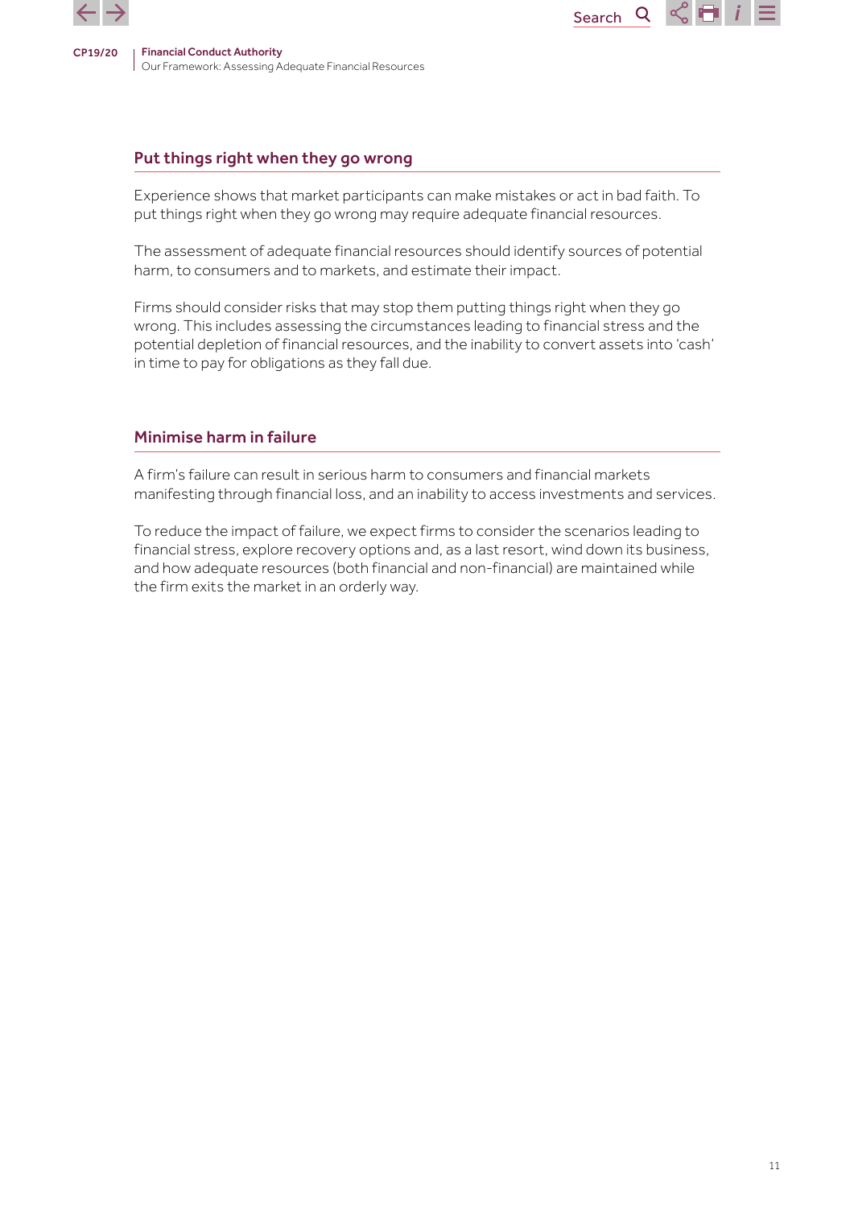## Put things right when they go wrong

Experience shows that market participants can make mistakes or act in bad faith. To put things right when they go wrong may require adequate financial resources.

The assessment of adequate financial resources should identify sources of potential harm, to consumers and to markets, and estimate their impact.

Firms should consider risks that may stop them putting things right when they go wrong. This includes assessing the circumstances leading to financial stress and the potential depletion of financial resources, and the inability to convert assets into 'cash' in time to pay for obligations as they fall due.

## Minimise harm in failure

A firm's failure can result in serious harm to consumers and financial markets manifesting through financial loss, and an inability to access investments and services.

To reduce the impact of failure, we expect firms to consider the scenarios leading to financial stress, explore recovery options and, as a last resort, wind down its business, and how adequate resources (both financial and non-financial) are maintained while the firm exits the market in an orderly way.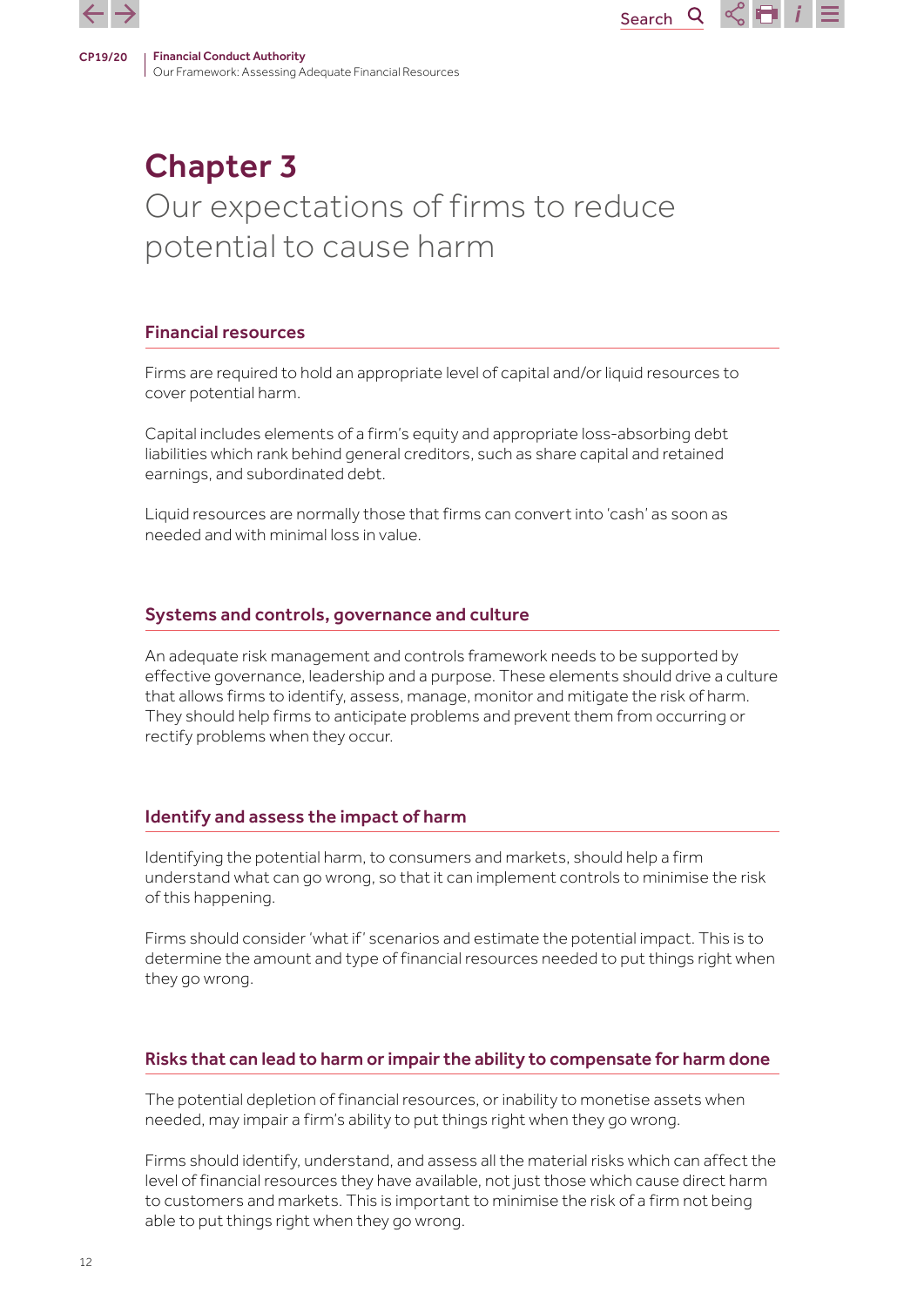# Chapter 3
Our expectations of firms to reduce potential to cause harm

## Financial resources

Firms are required to hold an appropriate level of capital and/or liquid resources to cover potential harm.

Capital includes elements of a firm's equity and appropriate loss-absorbing debt liabilities which rank behind general creditors, such as share capital and retained earnings, and subordinated debt.

Liquid resources are normally those that firms can convert into 'cash' as soon as needed and with minimal loss in value.

## Systems and controls, governance and culture

An adequate risk management and controls framework needs to be supported by effective governance, leadership and a purpose. These elements should drive a culture that allows firms to identify, assess, manage, monitor and mitigate the risk of harm. They should help firms to anticipate problems and prevent them from occurring or rectify problems when they occur.

## Identify and assess the impact of harm

Identifying the potential harm, to consumers and markets, should help a firm understand what can go wrong, so that it can implement controls to minimise the risk of this happening.

Firms should consider 'what if' scenarios and estimate the potential impact. This is to determine the amount and type of financial resources needed to put things right when they go wrong.

## Risks that can lead to harm or impair the ability to compensate for harm done

The potential depletion of financial resources, or inability to monetise assets when needed, may impair a firm's ability to put things right when they go wrong.

Firms should identify, understand, and assess all the material risks which can affect the level of financial resources they have available, not just those which cause direct harm to customers and markets. This is important to minimise the risk of a firm not being able to put things right when they go wrong.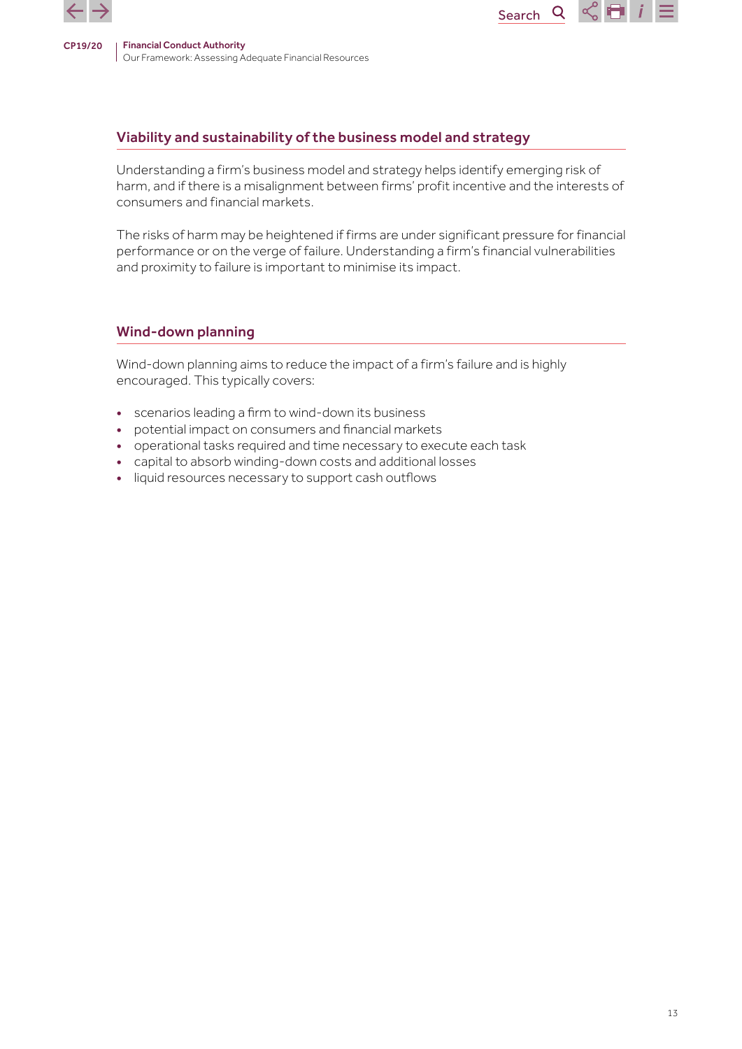## Viability and sustainability of the business model and strategy

Understanding a firm's business model and strategy helps identify emerging risk of harm, and if there is a misalignment between firms' profit incentive and the interests of consumers and financial markets.

The risks of harm may be heightened if firms are under significant pressure for financial performance or on the verge of failure. Understanding a firm's financial vulnerabilities and proximity to failure is important to minimise its impact.

## Wind-down planning

Wind-down planning aims to reduce the impact of a firm's failure and is highly encouraged. This typically covers:

- scenarios leading a firm to wind-down its business
- potential impact on consumers and financial markets
- operational tasks required and time necessary to execute each task
- capital to absorb winding-down costs and additional losses
- liquid resources necessary to support cash outflows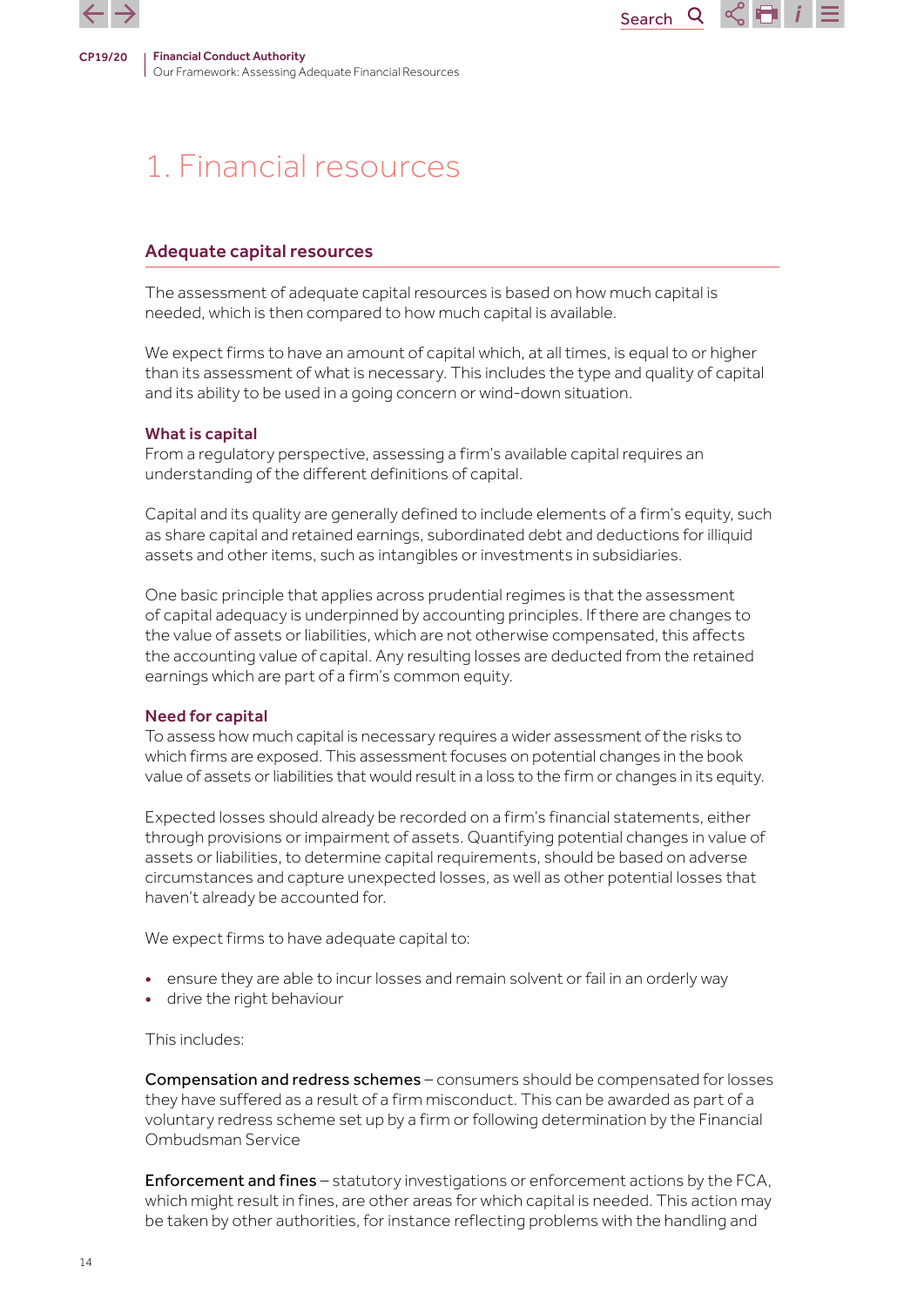# 1. Financial resources

## Adequate capital resources

The assessment of adequate capital resources is based on how much capital is needed, which is then compared to how much capital is available.

We expect firms to have an amount of capital which, at all times, is equal to or higher than its assessment of what is necessary. This includes the type and quality of capital and its ability to be used in a going concern or wind-down situation.

### What is capital

From a regulatory perspective, assessing a firm's available capital requires an understanding of the different definitions of capital.

Capital and its quality are generally defined to include elements of a firm's equity, such as share capital and retained earnings, subordinated debt and deductions for illiquid assets and other items, such as intangibles or investments in subsidiaries.

One basic principle that applies across prudential regimes is that the assessment of capital adequacy is underpinned by accounting principles. If there are changes to the value of assets or liabilities, which are not otherwise compensated, this affects the accounting value of capital. Any resulting losses are deducted from the retained earnings which are part of a firm's common equity.

### Need for capital

To assess how much capital is necessary requires a wider assessment of the risks to which firms are exposed. This assessment focuses on potential changes in the book value of assets or liabilities that would result in a loss to the firm or changes in its equity.

Expected losses should already be recorded on a firm's financial statements, either through provisions or impairment of assets. Quantifying potential changes in value of assets or liabilities, to determine capital requirements, should be based on adverse circumstances and capture unexpected losses, as well as other potential losses that haven't already be accounted for.

We expect firms to have adequate capital to:

- ensure they are able to incur losses and remain solvent or fail in an orderly way
- drive the right behaviour

This includes:

Compensation and redress schemes – consumers should be compensated for losses they have suffered as a result of a firm misconduct. This can be awarded as part of a voluntary redress scheme set up by a firm or following determination by the Financial Ombudsman Service

Enforcement and fines – statutory investigations or enforcement actions by the FCA, which might result in fines, are other areas for which capital is needed. This action may be taken by other authorities, for instance reflecting problems with the handling and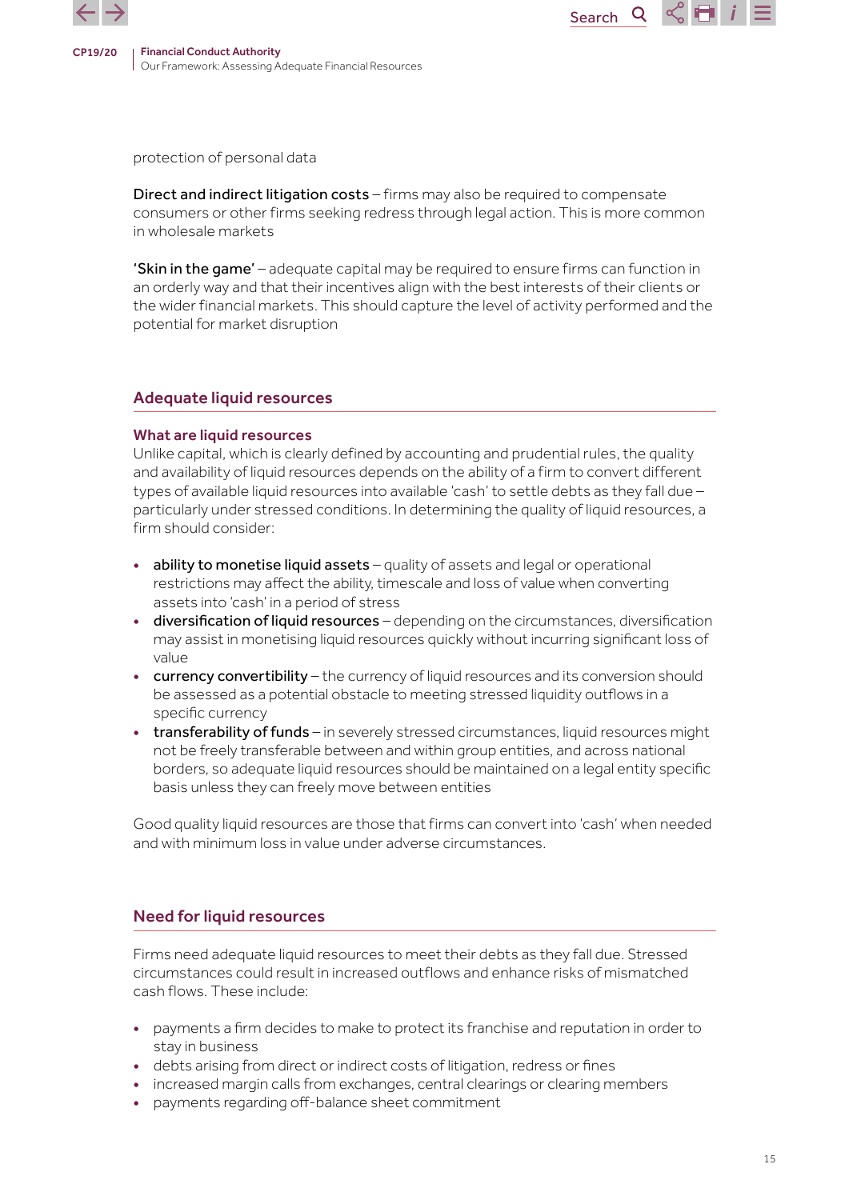protection of personal data

**Direct and indirect litigation costs** – firms may also be required to compensate consumers or other firms seeking redress through legal action. This is more common in wholesale markets

**'Skin in the game'** – adequate capital may be required to ensure firms can function in an orderly way and that their incentives align with the best interests of their clients or the wider financial markets. This should capture the level of activity performed and the potential for market disruption

## Adequate liquid resources

### What are liquid resources

Unlike capital, which is clearly defined by accounting and prudential rules, the quality and availability of liquid resources depends on the ability of a firm to convert different types of available liquid resources into available 'cash' to settle debts as they fall due – particularly under stressed conditions. In determining the quality of liquid resources, a firm should consider:

- **ability to monetise liquid assets** – quality of assets and legal or operational restrictions may affect the ability, timescale and loss of value when converting assets into 'cash' in a period of stress
- **diversification of liquid resources** – depending on the circumstances, diversification may assist in monetising liquid resources quickly without incurring significant loss of value
- **currency convertibility** – the currency of liquid resources and its conversion should be assessed as a potential obstacle to meeting stressed liquidity outflows in a specific currency
- **transferability of funds** – in severely stressed circumstances, liquid resources might not be freely transferable between and within group entities, and across national borders, so adequate liquid resources should be maintained on a legal entity specific basis unless they can freely move between entities

Good quality liquid resources are those that firms can convert into 'cash' when needed and with minimum loss in value under adverse circumstances.

## Need for liquid resources

Firms need adequate liquid resources to meet their debts as they fall due. Stressed circumstances could result in increased outflows and enhance risks of mismatched cash flows. These include:

- payments a firm decides to make to protect its franchise and reputation in order to stay in business
- debts arising from direct or indirect costs of litigation, redress or fines
- increased margin calls from exchanges, central clearings or clearing members
- payments regarding off-balance sheet commitment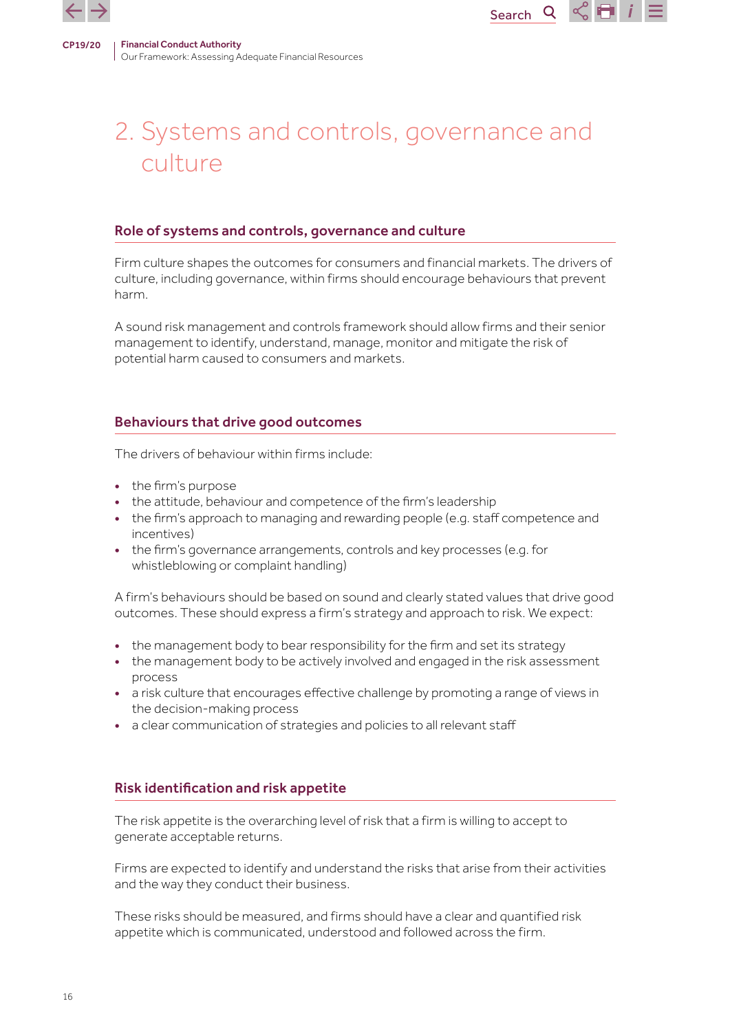# 2. Systems and controls, governance and culture

## Role of systems and controls, governance and culture

Firm culture shapes the outcomes for consumers and financial markets. The drivers of culture, including governance, within firms should encourage behaviours that prevent harm.

A sound risk management and controls framework should allow firms and their senior management to identify, understand, manage, monitor and mitigate the risk of potential harm caused to consumers and markets.

## Behaviours that drive good outcomes

The drivers of behaviour within firms include:

- the firm's purpose
- the attitude, behaviour and competence of the firm's leadership
- the firm's approach to managing and rewarding people (e.g. staff competence and incentives)
- the firm's governance arrangements, controls and key processes (e.g. for whistleblowing or complaint handling)

A firm's behaviours should be based on sound and clearly stated values that drive good outcomes. These should express a firm's strategy and approach to risk. We expect:

- the management body to bear responsibility for the firm and set its strategy
- the management body to be actively involved and engaged in the risk assessment process
- a risk culture that encourages effective challenge by promoting a range of views in the decision-making process
- a clear communication of strategies and policies to all relevant staff

## Risk identification and risk appetite

The risk appetite is the overarching level of risk that a firm is willing to accept to generate acceptable returns.

Firms are expected to identify and understand the risks that arise from their activities and the way they conduct their business.

These risks should be measured, and firms should have a clear and quantified risk appetite which is communicated, understood and followed across the firm.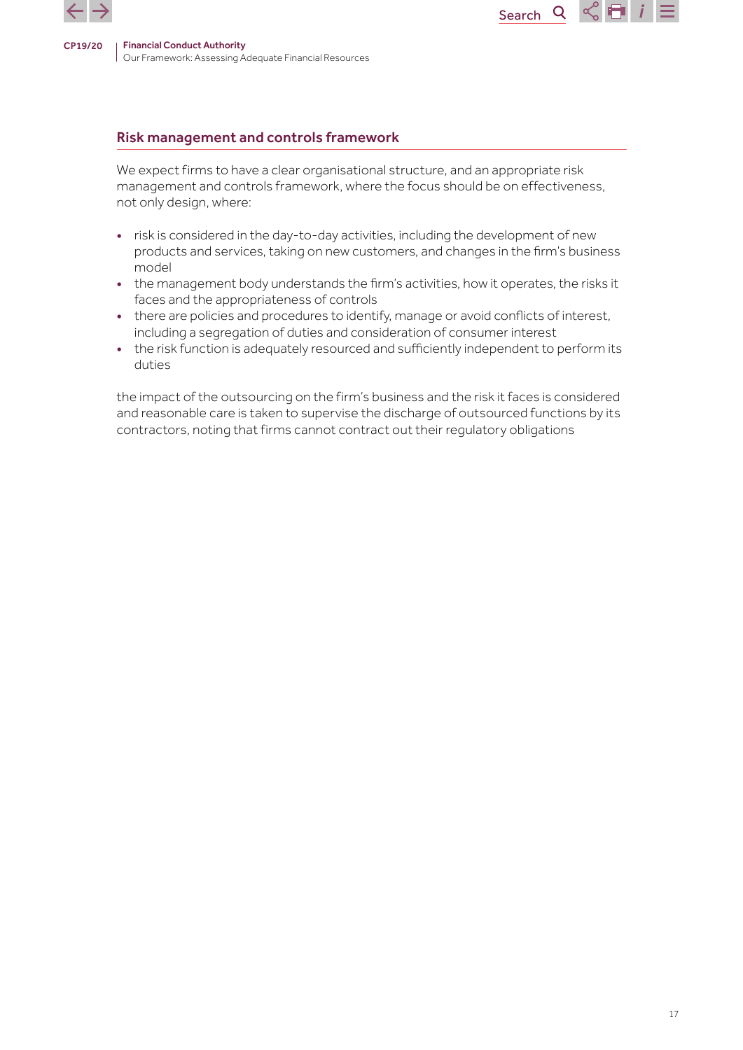## Risk management and controls framework

We expect firms to have a clear organisational structure, and an appropriate risk management and controls framework, where the focus should be on effectiveness, not only design, where:

- risk is considered in the day-to-day activities, including the development of new products and services, taking on new customers, and changes in the firm's business model
- the management body understands the firm's activities, how it operates, the risks it faces and the appropriateness of controls
- there are policies and procedures to identify, manage or avoid conflicts of interest, including a segregation of duties and consideration of consumer interest
- the risk function is adequately resourced and sufficiently independent to perform its duties

the impact of the outsourcing on the firm's business and the risk it faces is considered and reasonable care is taken to supervise the discharge of outsourced functions by its contractors, noting that firms cannot contract out their regulatory obligations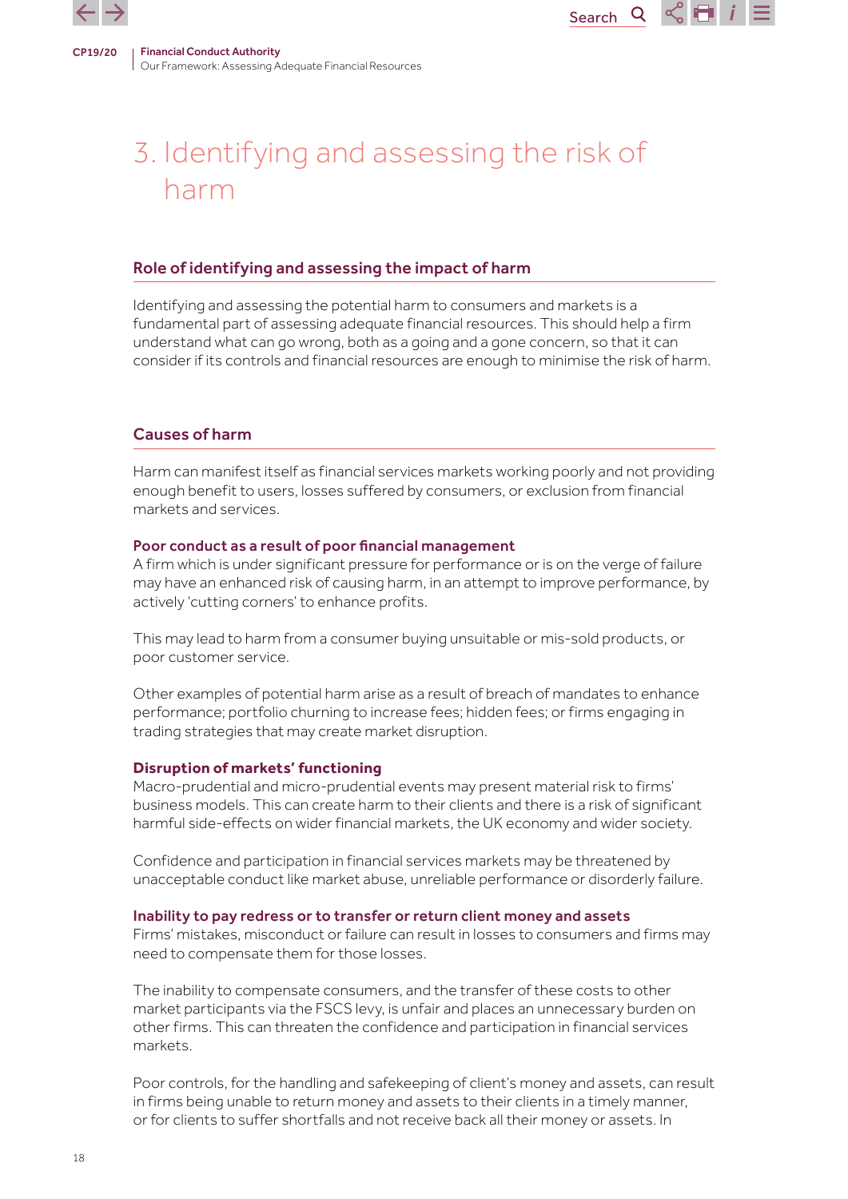# 3. Identifying and assessing the risk of harm

## Role of identifying and assessing the impact of harm

Identifying and assessing the potential harm to consumers and markets is a fundamental part of assessing adequate financial resources. This should help a firm understand what can go wrong, both as a going and a gone concern, so that it can consider if its controls and financial resources are enough to minimise the risk of harm.

## Causes of harm

Harm can manifest itself as financial services markets working poorly and not providing enough benefit to users, losses suffered by consumers, or exclusion from financial markets and services.

### Poor conduct as a result of poor financial management

A firm which is under significant pressure for performance or is on the verge of failure may have an enhanced risk of causing harm, in an attempt to improve performance, by actively 'cutting corners' to enhance profits.

This may lead to harm from a consumer buying unsuitable or mis-sold products, or poor customer service.

Other examples of potential harm arise as a result of breach of mandates to enhance performance; portfolio churning to increase fees; hidden fees; or firms engaging in trading strategies that may create market disruption.

### Disruption of markets' functioning

Macro-prudential and micro-prudential events may present material risk to firms' business models. This can create harm to their clients and there is a risk of significant harmful side-effects on wider financial markets, the UK economy and wider society.

Confidence and participation in financial services markets may be threatened by unacceptable conduct like market abuse, unreliable performance or disorderly failure.

### Inability to pay redress or to transfer or return client money and assets

Firms' mistakes, misconduct or failure can result in losses to consumers and firms may need to compensate them for those losses.

The inability to compensate consumers, and the transfer of these costs to other market participants via the FSCS levy, is unfair and places an unnecessary burden on other firms. This can threaten the confidence and participation in financial services markets.

Poor controls, for the handling and safekeeping of client's money and assets, can result in firms being unable to return money and assets to their clients in a timely manner, or for clients to suffer shortfalls and not receive back all their money or assets. In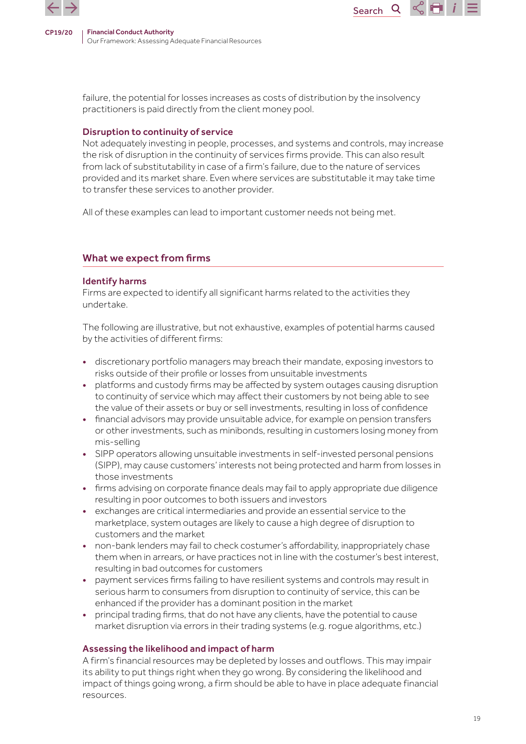failure, the potential for losses increases as costs of distribution by the insolvency practitioners is paid directly from the client money pool.

### Disruption to continuity of service

Not adequately investing in people, processes, and systems and controls, may increase the risk of disruption in the continuity of services firms provide. This can also result from lack of substitutability in case of a firm's failure, due to the nature of services provided and its market share. Even where services are substitutable it may take time to transfer these services to another provider.

All of these examples can lead to important customer needs not being met.

## What we expect from firms

### Identify harms

Firms are expected to identify all significant harms related to the activities they undertake.

The following are illustrative, but not exhaustive, examples of potential harms caused by the activities of different firms:

- discretionary portfolio managers may breach their mandate, exposing investors to risks outside of their profile or losses from unsuitable investments
- platforms and custody firms may be affected by system outages causing disruption to continuity of service which may affect their customers by not being able to see the value of their assets or buy or sell investments, resulting in loss of confidence
- financial advisors may provide unsuitable advice, for example on pension transfers or other investments, such as minibonds, resulting in customers losing money from mis-selling
- SIPP operators allowing unsuitable investments in self-invested personal pensions (SIPP), may cause customers' interests not being protected and harm from losses in those investments
- firms advising on corporate finance deals may fail to apply appropriate due diligence resulting in poor outcomes to both issuers and investors
- exchanges are critical intermediaries and provide an essential service to the marketplace, system outages are likely to cause a high degree of disruption to customers and the market
- non-bank lenders may fail to check costumer's affordability, inappropriately chase them when in arrears, or have practices not in line with the costumer's best interest, resulting in bad outcomes for customers
- payment services firms failing to have resilient systems and controls may result in serious harm to consumers from disruption to continuity of service, this can be enhanced if the provider has a dominant position in the market
- principal trading firms, that do not have any clients, have the potential to cause market disruption via errors in their trading systems (e.g. rogue algorithms, etc.)

### Assessing the likelihood and impact of harm

A firm's financial resources may be depleted by losses and outflows. This may impair its ability to put things right when they go wrong. By considering the likelihood and impact of things going wrong, a firm should be able to have in place adequate financial resources.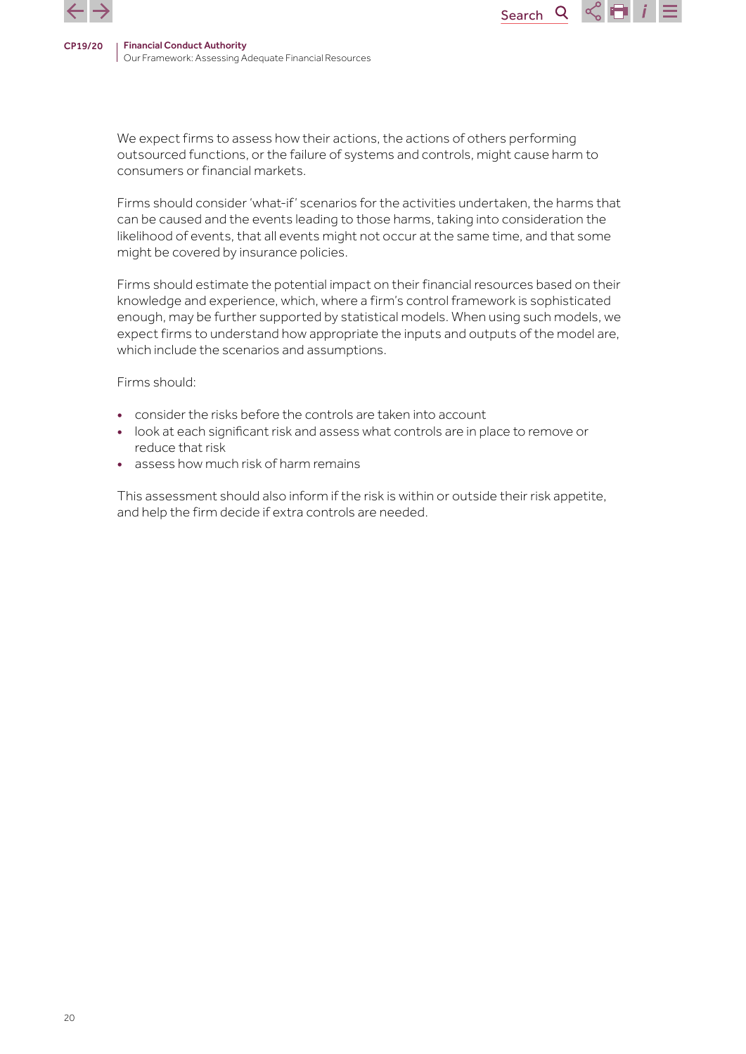We expect firms to assess how their actions, the actions of others performing outsourced functions, or the failure of systems and controls, might cause harm to consumers or financial markets.

Firms should consider 'what-if' scenarios for the activities undertaken, the harms that can be caused and the events leading to those harms, taking into consideration the likelihood of events, that all events might not occur at the same time, and that some might be covered by insurance policies.

Firms should estimate the potential impact on their financial resources based on their knowledge and experience, which, where a firm's control framework is sophisticated enough, may be further supported by statistical models. When using such models, we expect firms to understand how appropriate the inputs and outputs of the model are, which include the scenarios and assumptions.

Firms should:

- consider the risks before the controls are taken into account
- look at each significant risk and assess what controls are in place to remove or reduce that risk
- assess how much risk of harm remains

This assessment should also inform if the risk is within or outside their risk appetite, and help the firm decide if extra controls are needed.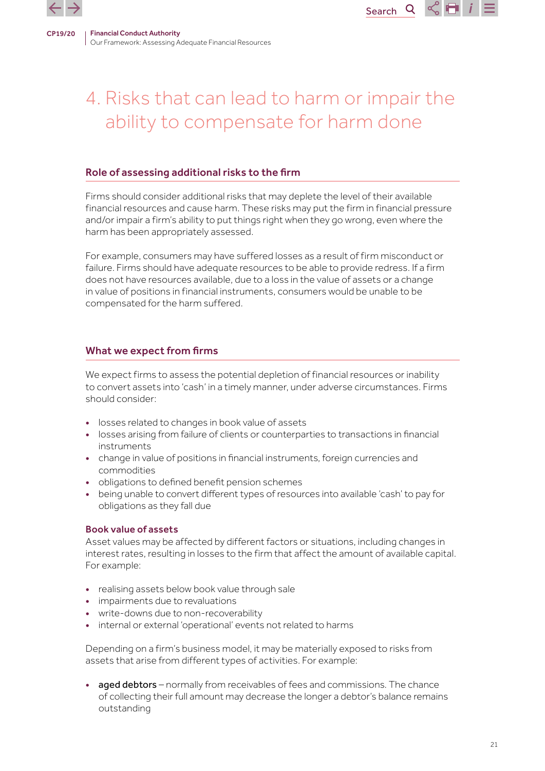# 4. Risks that can lead to harm or impair the ability to compensate for harm done

## Role of assessing additional risks to the firm

Firms should consider additional risks that may deplete the level of their available financial resources and cause harm. These risks may put the firm in financial pressure and/or impair a firm's ability to put things right when they go wrong, even where the harm has been appropriately assessed.

For example, consumers may have suffered losses as a result of firm misconduct or failure. Firms should have adequate resources to be able to provide redress. If a firm does not have resources available, due to a loss in the value of assets or a change in value of positions in financial instruments, consumers would be unable to be compensated for the harm suffered.

## What we expect from firms

We expect firms to assess the potential depletion of financial resources or inability to convert assets into 'cash' in a timely manner, under adverse circumstances. Firms should consider:

- losses related to changes in book value of assets
- losses arising from failure of clients or counterparties to transactions in financial instruments
- change in value of positions in financial instruments, foreign currencies and commodities
- obligations to defined benefit pension schemes
- being unable to convert different types of resources into available 'cash' to pay for obligations as they fall due

### Book value of assets

Asset values may be affected by different factors or situations, including changes in interest rates, resulting in losses to the firm that affect the amount of available capital. For example:

- realising assets below book value through sale
- impairments due to revaluations
- write-downs due to non-recoverability
- internal or external 'operational' events not related to harms

Depending on a firm's business model, it may be materially exposed to risks from assets that arise from different types of activities. For example:

- **aged debtors** – normally from receivables of fees and commissions. The chance of collecting their full amount may decrease the longer a debtor's balance remains outstanding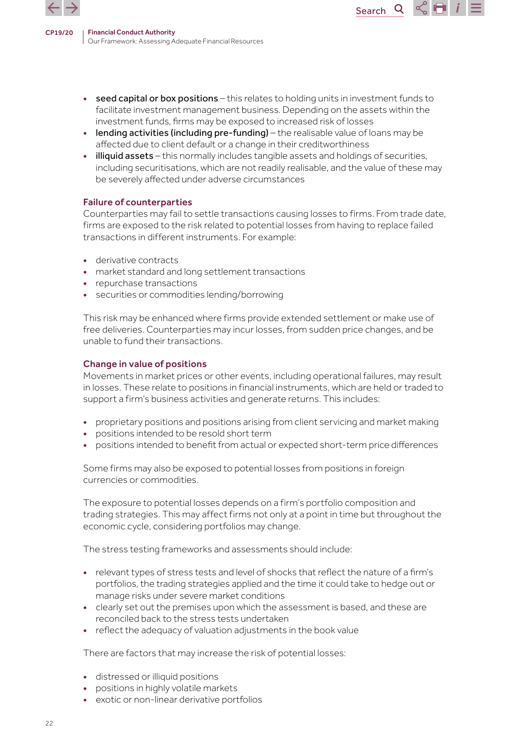- **seed capital or box positions** – this relates to holding units in investment funds to facilitate investment management business. Depending on the assets within the investment funds, firms may be exposed to increased risk of losses
- **lending activities (including pre-funding)** – the realisable value of loans may be affected due to client default or a change in their creditworthiness
- **illiquid assets** – this normally includes tangible assets and holdings of securities, including securitisations, which are not readily realisable, and the value of these may be severely affected under adverse circumstances

### Failure of counterparties

Counterparties may fail to settle transactions causing losses to firms. From trade date, firms are exposed to the risk related to potential losses from having to replace failed transactions in different instruments. For example:

- derivative contracts
- market standard and long settlement transactions
- repurchase transactions
- securities or commodities lending/borrowing

This risk may be enhanced where firms provide extended settlement or make use of free deliveries. Counterparties may incur losses, from sudden price changes, and be unable to fund their transactions.

### Change in value of positions

Movements in market prices or other events, including operational failures, may result in losses. These relate to positions in financial instruments, which are held or traded to support a firm's business activities and generate returns. This includes:

- proprietary positions and positions arising from client servicing and market making
- positions intended to be resold short term
- positions intended to benefit from actual or expected short-term price differences

Some firms may also be exposed to potential losses from positions in foreign currencies or commodities.

The exposure to potential losses depends on a firm's portfolio composition and trading strategies. This may affect firms not only at a point in time but throughout the economic cycle, considering portfolios may change.

The stress testing frameworks and assessments should include:

- relevant types of stress tests and level of shocks that reflect the nature of a firm's portfolios, the trading strategies applied and the time it could take to hedge out or manage risks under severe market conditions
- clearly set out the premises upon which the assessment is based, and these are reconciled back to the stress tests undertaken
- reflect the adequacy of valuation adjustments in the book value

There are factors that may increase the risk of potential losses:

- distressed or illiquid positions
- positions in highly volatile markets
- exotic or non-linear derivative portfolios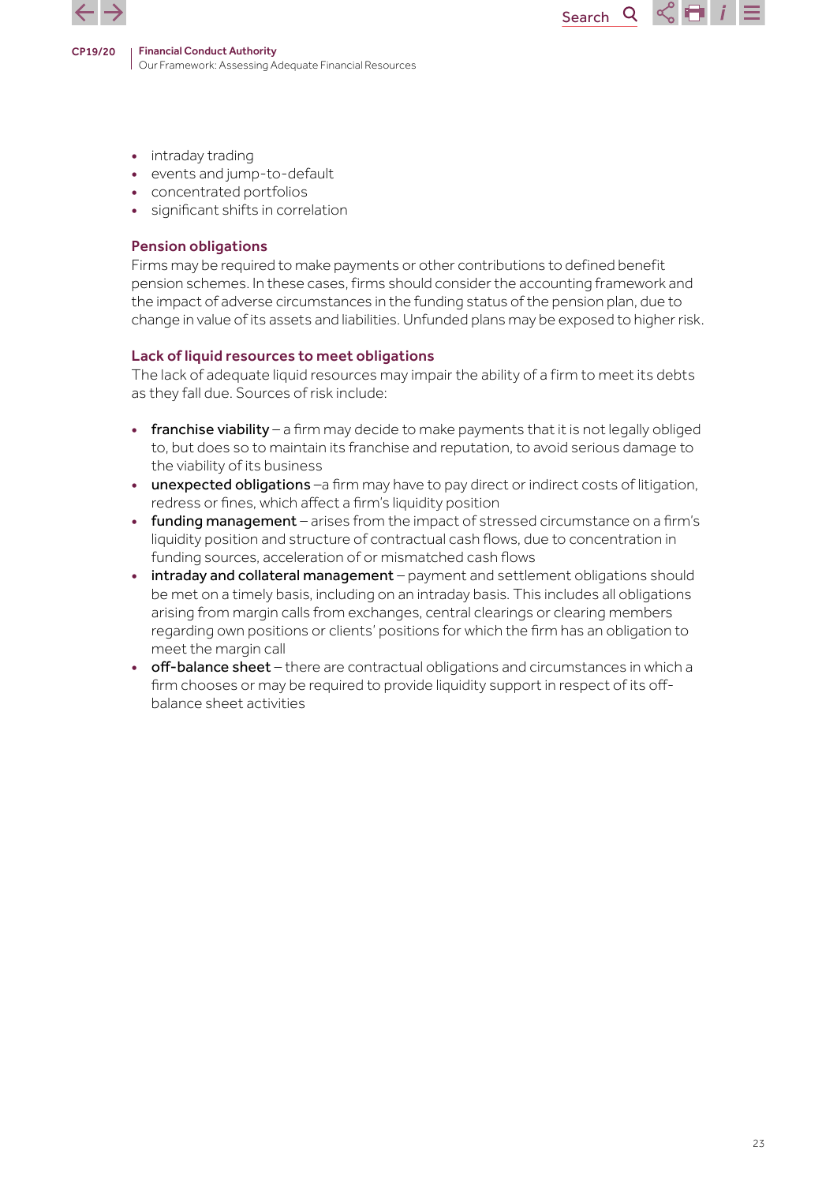- intraday trading
- events and jump-to-default
- concentrated portfolios
- significant shifts in correlation

### Pension obligations

Firms may be required to make payments or other contributions to defined benefit pension schemes. In these cases, firms should consider the accounting framework and the impact of adverse circumstances in the funding status of the pension plan, due to change in value of its assets and liabilities. Unfunded plans may be exposed to higher risk.

### Lack of liquid resources to meet obligations

The lack of adequate liquid resources may impair the ability of a firm to meet its debts as they fall due. Sources of risk include:

- **franchise viability** – a firm may decide to make payments that it is not legally obliged to, but does so to maintain its franchise and reputation, to avoid serious damage to the viability of its business
- **unexpected obligations** –a firm may have to pay direct or indirect costs of litigation, redress or fines, which affect a firm's liquidity position
- **funding management** – arises from the impact of stressed circumstance on a firm's liquidity position and structure of contractual cash flows, due to concentration in funding sources, acceleration of or mismatched cash flows
- **intraday and collateral management** – payment and settlement obligations should be met on a timely basis, including on an intraday basis. This includes all obligations arising from margin calls from exchanges, central clearings or clearing members regarding own positions or clients' positions for which the firm has an obligation to meet the margin call
- **off-balance sheet** – there are contractual obligations and circumstances in which a firm chooses or may be required to provide liquidity support in respect of its off-balance sheet activities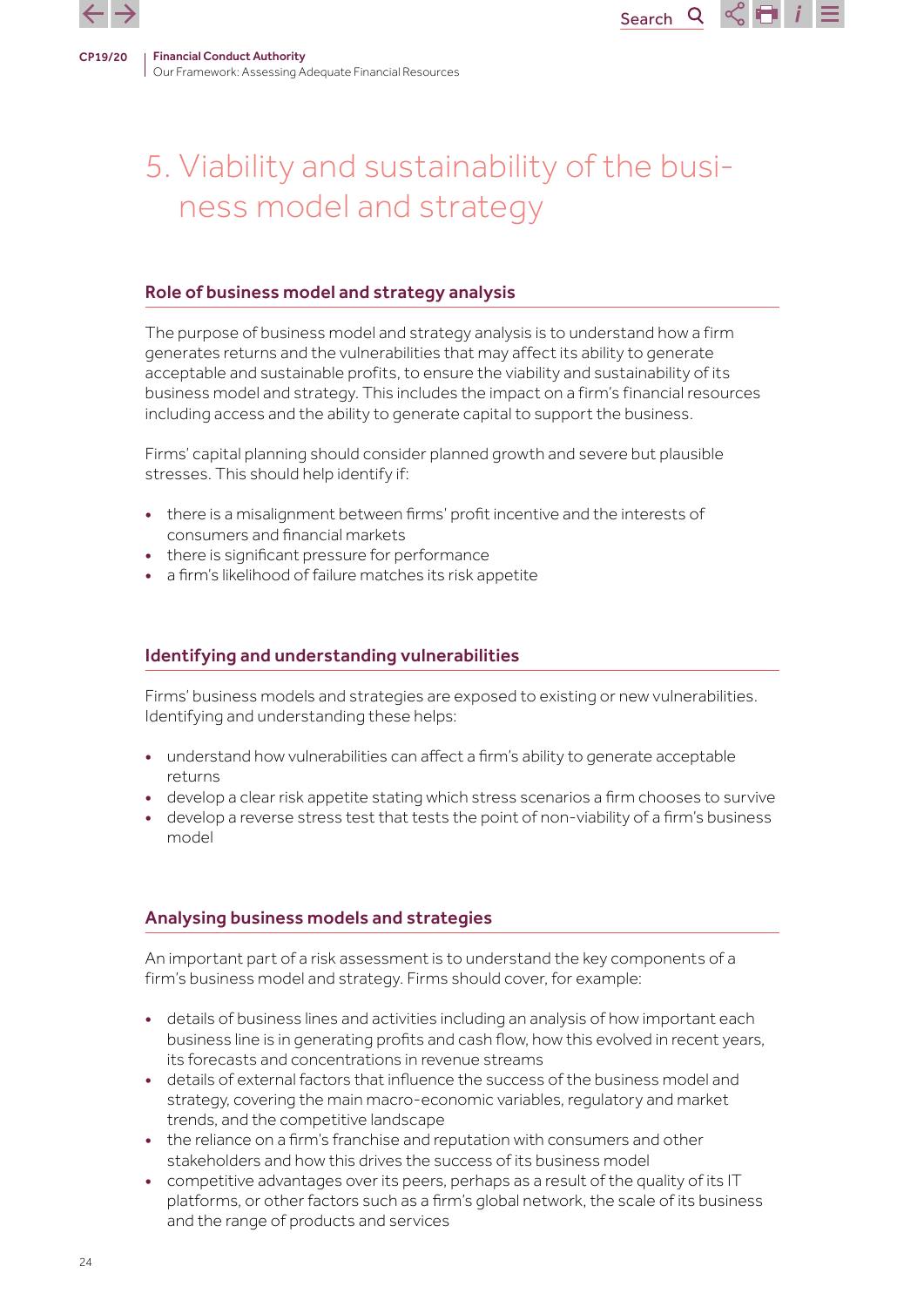# 5. Viability and sustainability of the business model and strategy

## Role of business model and strategy analysis

The purpose of business model and strategy analysis is to understand how a firm generates returns and the vulnerabilities that may affect its ability to generate acceptable and sustainable profits, to ensure the viability and sustainability of its business model and strategy. This includes the impact on a firm's financial resources including access and the ability to generate capital to support the business.

Firms' capital planning should consider planned growth and severe but plausible stresses. This should help identify if:

- there is a misalignment between firms' profit incentive and the interests of consumers and financial markets
- there is significant pressure for performance
- a firm's likelihood of failure matches its risk appetite

## Identifying and understanding vulnerabilities

Firms' business models and strategies are exposed to existing or new vulnerabilities. Identifying and understanding these helps:

- understand how vulnerabilities can affect a firm's ability to generate acceptable returns
- develop a clear risk appetite stating which stress scenarios a firm chooses to survive
- develop a reverse stress test that tests the point of non-viability of a firm's business model

## Analysing business models and strategies

An important part of a risk assessment is to understand the key components of a firm's business model and strategy. Firms should cover, for example:

- details of business lines and activities including an analysis of how important each business line is in generating profits and cash flow, how this evolved in recent years, its forecasts and concentrations in revenue streams
- details of external factors that influence the success of the business model and strategy, covering the main macro-economic variables, regulatory and market trends, and the competitive landscape
- the reliance on a firm's franchise and reputation with consumers and other stakeholders and how this drives the success of its business model
- competitive advantages over its peers, perhaps as a result of the quality of its IT platforms, or other factors such as a firm's global network, the scale of its business and the range of products and services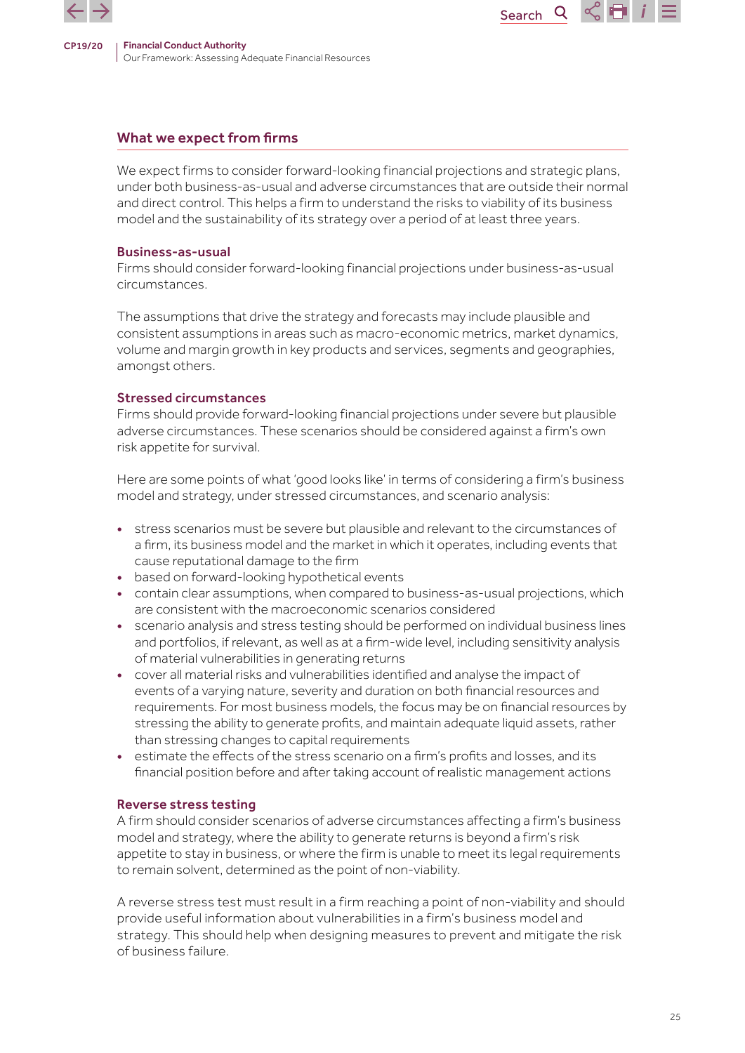## What we expect from firms

We expect firms to consider forward-looking financial projections and strategic plans, under both business-as-usual and adverse circumstances that are outside their normal and direct control. This helps a firm to understand the risks to viability of its business model and the sustainability of its strategy over a period of at least three years.

### Business-as-usual

Firms should consider forward-looking financial projections under business-as-usual circumstances.

The assumptions that drive the strategy and forecasts may include plausible and consistent assumptions in areas such as macro-economic metrics, market dynamics, volume and margin growth in key products and services, segments and geographies, amongst others.

### Stressed circumstances

Firms should provide forward-looking financial projections under severe but plausible adverse circumstances. These scenarios should be considered against a firm's own risk appetite for survival.

Here are some points of what 'good looks like' in terms of considering a firm's business model and strategy, under stressed circumstances, and scenario analysis:

- stress scenarios must be severe but plausible and relevant to the circumstances of a firm, its business model and the market in which it operates, including events that cause reputational damage to the firm
- based on forward-looking hypothetical events
- contain clear assumptions, when compared to business-as-usual projections, which are consistent with the macroeconomic scenarios considered
- scenario analysis and stress testing should be performed on individual business lines and portfolios, if relevant, as well as at a firm-wide level, including sensitivity analysis of material vulnerabilities in generating returns
- cover all material risks and vulnerabilities identified and analyse the impact of events of a varying nature, severity and duration on both financial resources and requirements. For most business models, the focus may be on financial resources by stressing the ability to generate profits, and maintain adequate liquid assets, rather than stressing changes to capital requirements
- estimate the effects of the stress scenario on a firm's profits and losses, and its financial position before and after taking account of realistic management actions

### Reverse stress testing

A firm should consider scenarios of adverse circumstances affecting a firm's business model and strategy, where the ability to generate returns is beyond a firm's risk appetite to stay in business, or where the firm is unable to meet its legal requirements to remain solvent, determined as the point of non-viability.

A reverse stress test must result in a firm reaching a point of non-viability and should provide useful information about vulnerabilities in a firm's business model and strategy. This should help when designing measures to prevent and mitigate the risk of business failure.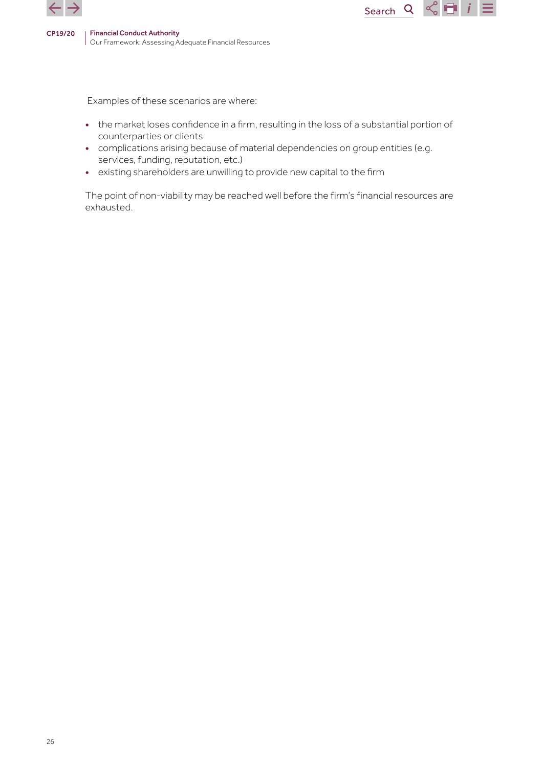Examples of these scenarios are where:

- the market loses confidence in a firm, resulting in the loss of a substantial portion of counterparties or clients
- complications arising because of material dependencies on group entities (e.g. services, funding, reputation, etc.)
- existing shareholders are unwilling to provide new capital to the firm

The point of non-viability may be reached well before the firm's financial resources are exhausted.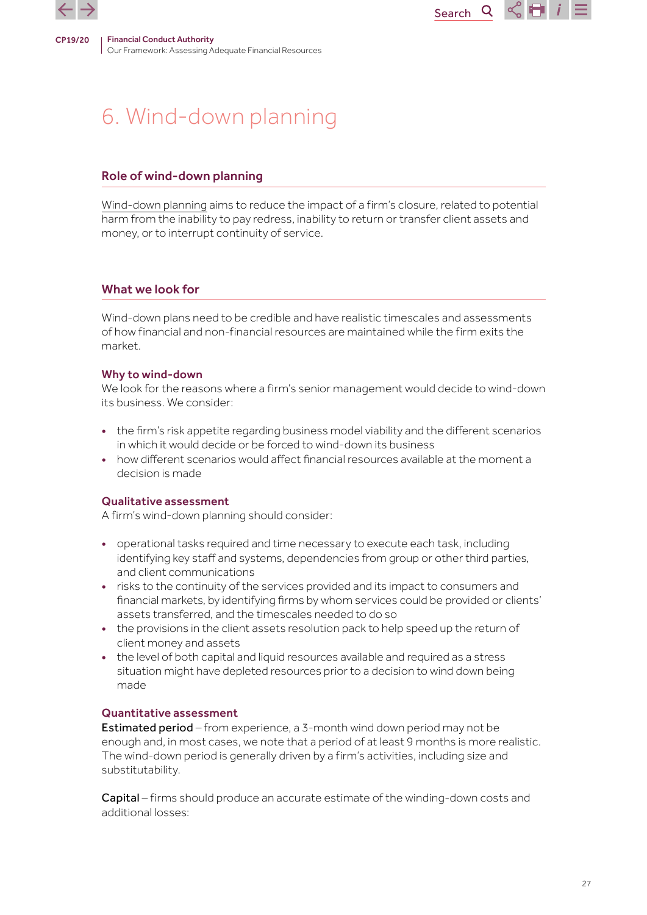# 6. Wind-down planning

## Role of wind-down planning

Wind-down planning aims to reduce the impact of a firm's closure, related to potential harm from the inability to pay redress, inability to return or transfer client assets and money, or to interrupt continuity of service.

## What we look for

Wind-down plans need to be credible and have realistic timescales and assessments of how financial and non-financial resources are maintained while the firm exits the market.

### Why to wind-down

We look for the reasons where a firm's senior management would decide to wind-down its business. We consider:

- the firm's risk appetite regarding business model viability and the different scenarios in which it would decide or be forced to wind-down its business
- how different scenarios would affect financial resources available at the moment a decision is made

### Qualitative assessment

A firm's wind-down planning should consider:

- operational tasks required and time necessary to execute each task, including identifying key staff and systems, dependencies from group or other third parties, and client communications
- risks to the continuity of the services provided and its impact to consumers and financial markets, by identifying firms by whom services could be provided or clients' assets transferred, and the timescales needed to do so
- the provisions in the client assets resolution pack to help speed up the return of client money and assets
- the level of both capital and liquid resources available and required as a stress situation might have depleted resources prior to a decision to wind down being made

### Quantitative assessment

**Estimated period** – from experience, a 3-month wind down period may not be enough and, in most cases, we note that a period of at least 9 months is more realistic. The wind-down period is generally driven by a firm's activities, including size and substitutability.

**Capital** – firms should produce an accurate estimate of the winding-down costs and additional losses: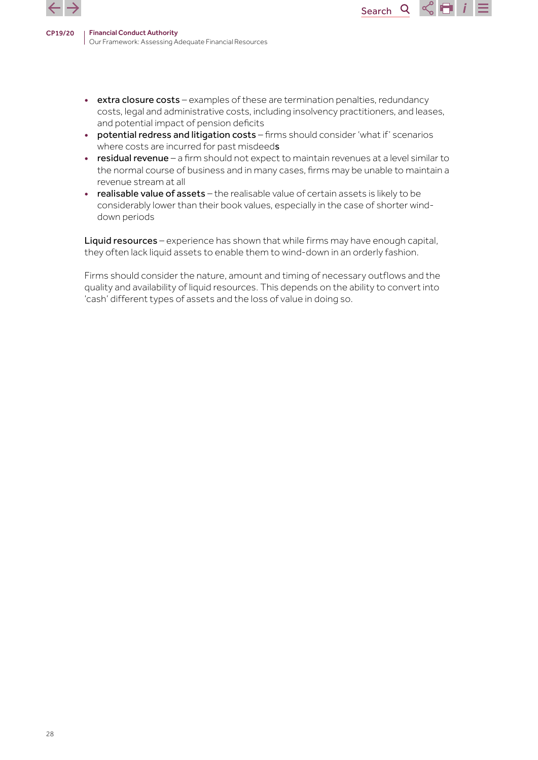- **extra closure costs** – examples of these are termination penalties, redundancy costs, legal and administrative costs, including insolvency practitioners, and leases, and potential impact of pension deficits
- **potential redress and litigation costs** – firms should consider 'what if' scenarios where costs are incurred for past misdeeds
- **residual revenue** – a firm should not expect to maintain revenues at a level similar to the normal course of business and in many cases, firms may be unable to maintain a revenue stream at all
- **realisable value of assets** – the realisable value of certain assets is likely to be considerably lower than their book values, especially in the case of shorter wind-down periods

**Liquid resources** – experience has shown that while firms may have enough capital, they often lack liquid assets to enable them to wind-down in an orderly fashion.

Firms should consider the nature, amount and timing of necessary outflows and the quality and availability of liquid resources. This depends on the ability to convert into 'cash' different types of assets and the loss of value in doing so.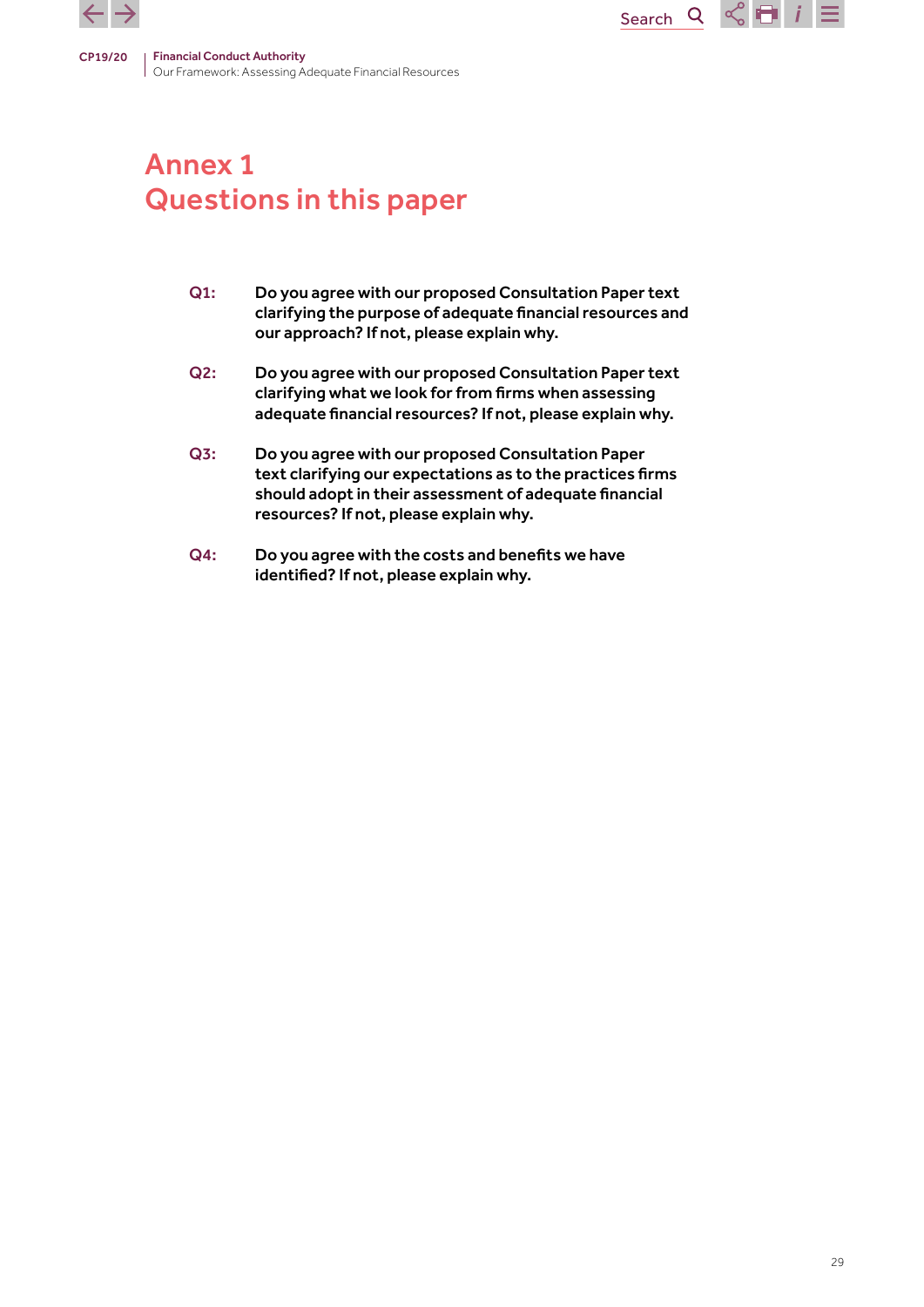# Annex 1
# Questions in this paper

**Q1:** **Do you agree with our proposed Consultation Paper text clarifying the purpose of adequate financial resources and our approach? If not, please explain why.**

**Q2:** **Do you agree with our proposed Consultation Paper text clarifying what we look for from firms when assessing adequate financial resources? If not, please explain why.**

**Q3:** **Do you agree with our proposed Consultation Paper text clarifying our expectations as to the practices firms should adopt in their assessment of adequate financial resources? If not, please explain why.**

**Q4:** **Do you agree with the costs and benefits we have identified? If not, please explain why.**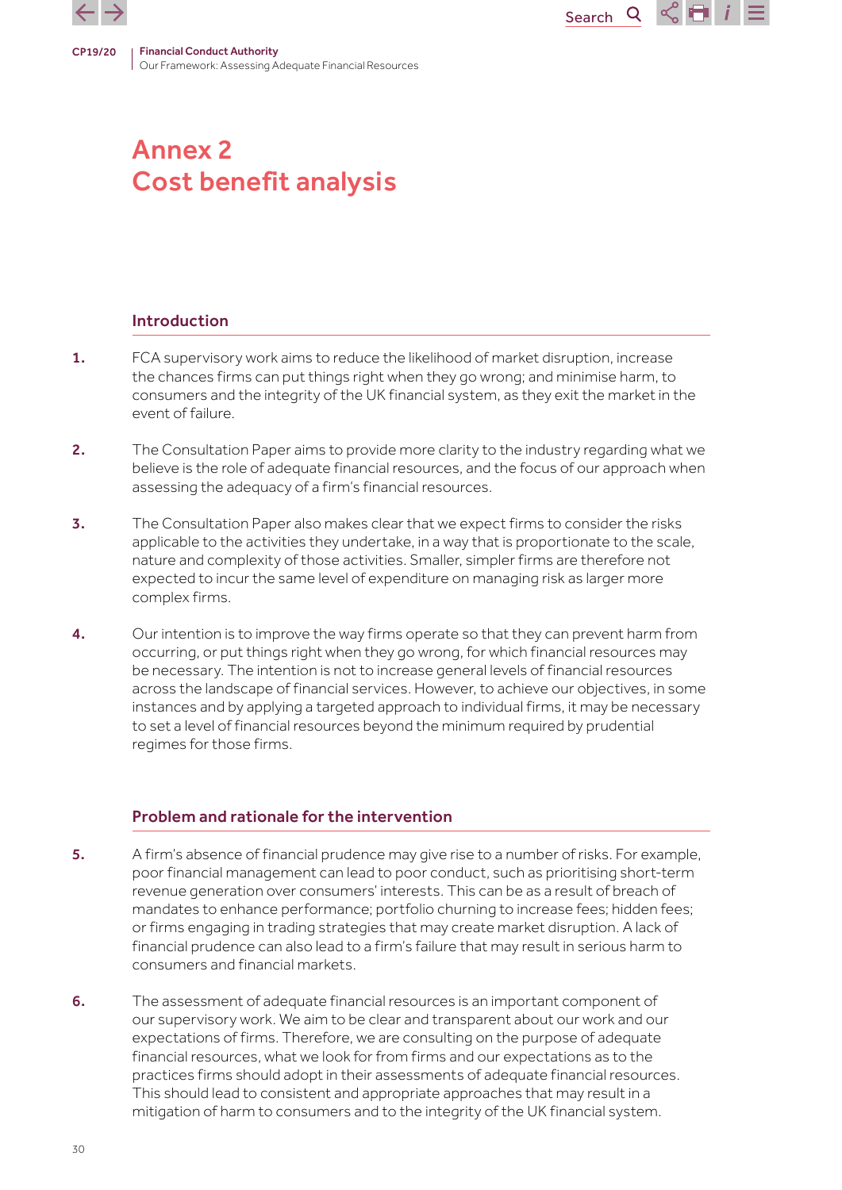# Annex 2
# Cost benefit analysis

## Introduction

1. FCA supervisory work aims to reduce the likelihood of market disruption, increase the chances firms can put things right when they go wrong; and minimise harm, to consumers and the integrity of the UK financial system, as they exit the market in the event of failure.

2. The Consultation Paper aims to provide more clarity to the industry regarding what we believe is the role of adequate financial resources, and the focus of our approach when assessing the adequacy of a firm's financial resources.

3. The Consultation Paper also makes clear that we expect firms to consider the risks applicable to the activities they undertake, in a way that is proportionate to the scale, nature and complexity of those activities. Smaller, simpler firms are therefore not expected to incur the same level of expenditure on managing risk as larger more complex firms.

4. Our intention is to improve the way firms operate so that they can prevent harm from occurring, or put things right when they go wrong, for which financial resources may be necessary. The intention is not to increase general levels of financial resources across the landscape of financial services. However, to achieve our objectives, in some instances and by applying a targeted approach to individual firms, it may be necessary to set a level of financial resources beyond the minimum required by prudential regimes for those firms.

## Problem and rationale for the intervention

5. A firm's absence of financial prudence may give rise to a number of risks. For example, poor financial management can lead to poor conduct, such as prioritising short-term revenue generation over consumers' interests. This can be as a result of breach of mandates to enhance performance; portfolio churning to increase fees; hidden fees; or firms engaging in trading strategies that may create market disruption. A lack of financial prudence can also lead to a firm's failure that may result in serious harm to consumers and financial markets.

6. The assessment of adequate financial resources is an important component of our supervisory work. We aim to be clear and transparent about our work and our expectations of firms. Therefore, we are consulting on the purpose of adequate financial resources, what we look for from firms and our expectations as to the practices firms should adopt in their assessments of adequate financial resources. This should lead to consistent and appropriate approaches that may result in a mitigation of harm to consumers and to the integrity of the UK financial system.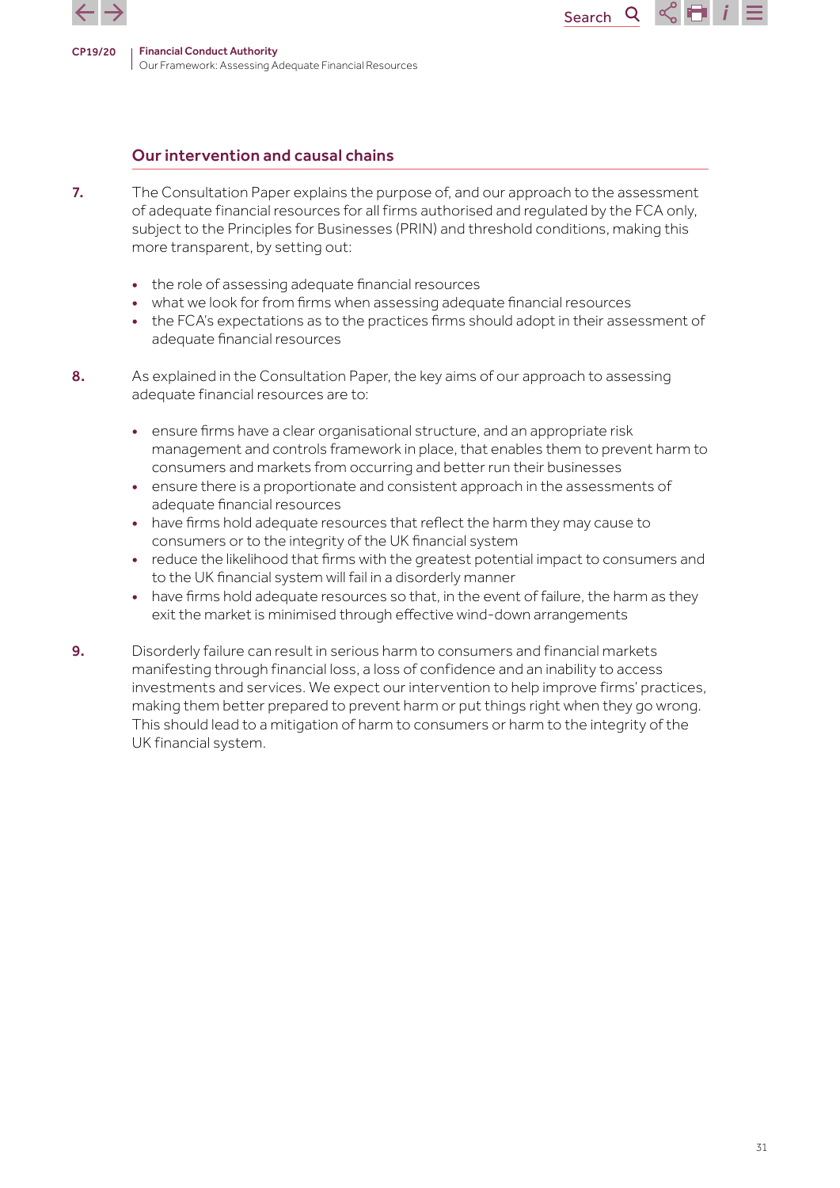## Our intervention and causal chains

7. The Consultation Paper explains the purpose of, and our approach to the assessment of adequate financial resources for all firms authorised and regulated by the FCA only, subject to the Principles for Businesses (PRIN) and threshold conditions, making this more transparent, by setting out:

- the role of assessing adequate financial resources
- what we look for from firms when assessing adequate financial resources
- the FCA's expectations as to the practices firms should adopt in their assessment of adequate financial resources

8. As explained in the Consultation Paper, the key aims of our approach to assessing adequate financial resources are to:

- ensure firms have a clear organisational structure, and an appropriate risk management and controls framework in place, that enables them to prevent harm to consumers and markets from occurring and better run their businesses
- ensure there is a proportionate and consistent approach in the assessments of adequate financial resources
- have firms hold adequate resources that reflect the harm they may cause to consumers or to the integrity of the UK financial system
- reduce the likelihood that firms with the greatest potential impact to consumers and to the UK financial system will fail in a disorderly manner
- have firms hold adequate resources so that, in the event of failure, the harm as they exit the market is minimised through effective wind-down arrangements

9. Disorderly failure can result in serious harm to consumers and financial markets manifesting through financial loss, a loss of confidence and an inability to access investments and services. We expect our intervention to help improve firms' practices, making them better prepared to prevent harm or put things right when they go wrong. This should lead to a mitigation of harm to consumers or harm to the integrity of the UK financial system.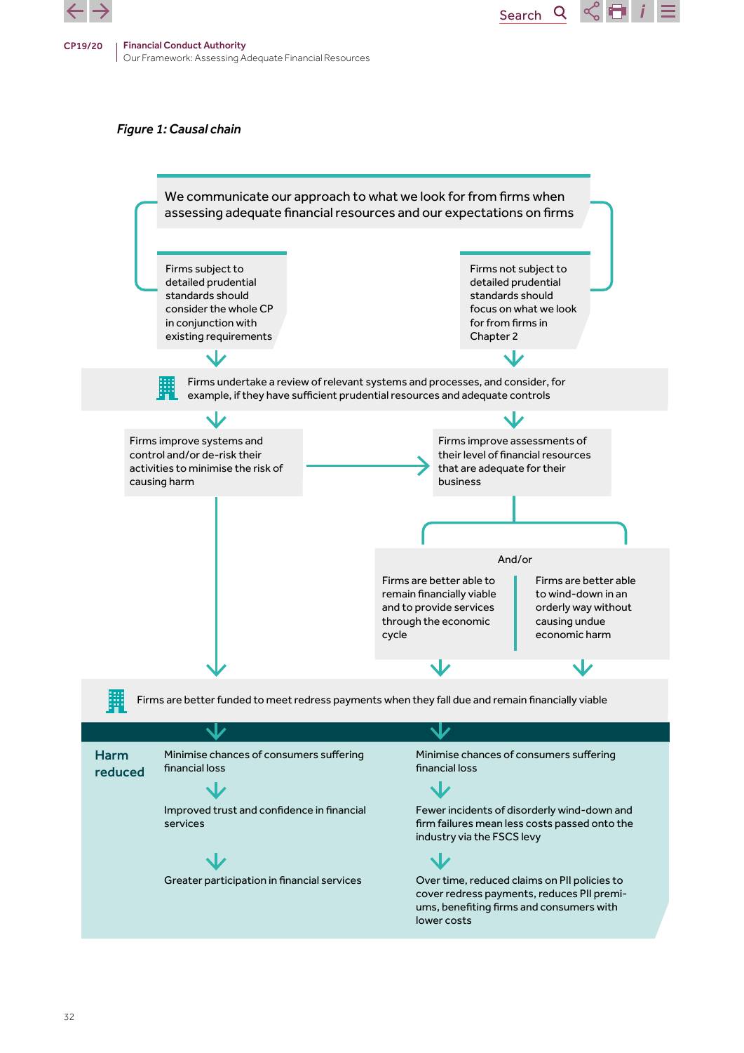*Figure 1: Causal chain*

We communicate our approach to what we look for from firms when assessing adequate financial resources and our expectations on firms

Firms subject to detailed prudential standards should consider the whole CP in conjunction with existing requirements

Firms not subject to detailed prudential standards should focus on what we look for from firms in Chapter 2

Firms undertake a review of relevant systems and processes, and consider, for example, if they have sufficient prudential resources and adequate controls

Firms improve systems and control and/or de-risk their activities to minimise the risk of causing harm

Firms improve assessments of their level of financial resources that are adequate for their business

And/or

Firms are better able to remain financially viable and to provide services through the economic cycle

Firms are better able to wind-down in an orderly way without causing undue economic harm

Firms are better funded to meet redress payments when they fall due and remain financially viable

**Harm reduced**

Minimise chances of consumers suffering financial loss

Improved trust and confidence in financial services

Greater participation in financial services

Minimise chances of consumers suffering financial loss

Fewer incidents of disorderly wind-down and firm failures mean less costs passed onto the industry via the FSCS levy

Over time, reduced claims on PII policies to cover redress payments, reduces PII premiums, benefiting firms and consumers with lower costs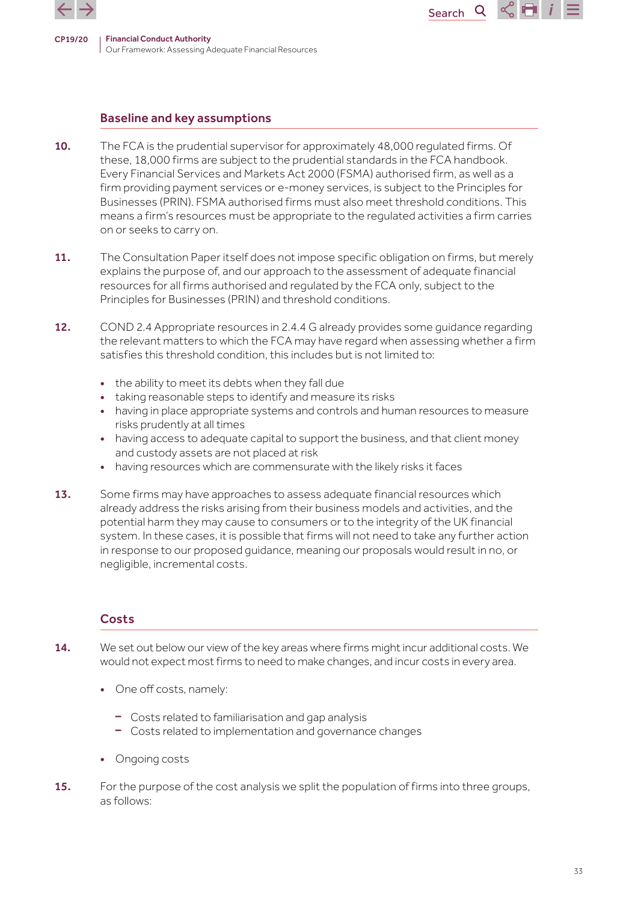## Baseline and key assumptions

**10.** The FCA is the prudential supervisor for approximately 48,000 regulated firms. Of these, 18,000 firms are subject to the prudential standards in the FCA handbook. Every Financial Services and Markets Act 2000 (FSMA) authorised firm, as well as a firm providing payment services or e-money services, is subject to the Principles for Businesses (PRIN). FSMA authorised firms must also meet threshold conditions. This means a firm's resources must be appropriate to the regulated activities a firm carries on or seeks to carry on.

**11.** The Consultation Paper itself does not impose specific obligation on firms, but merely explains the purpose of, and our approach to the assessment of adequate financial resources for all firms authorised and regulated by the FCA only, subject to the Principles for Businesses (PRIN) and threshold conditions.

**12.** COND 2.4 Appropriate resources in 2.4.4 G already provides some guidance regarding the relevant matters to which the FCA may have regard when assessing whether a firm satisfies this threshold condition, this includes but is not limited to:

- the ability to meet its debts when they fall due
- taking reasonable steps to identify and measure its risks
- having in place appropriate systems and controls and human resources to measure risks prudently at all times
- having access to adequate capital to support the business, and that client money and custody assets are not placed at risk
- having resources which are commensurate with the likely risks it faces

**13.** Some firms may have approaches to assess adequate financial resources which already address the risks arising from their business models and activities, and the potential harm they may cause to consumers or to the integrity of the UK financial system. In these cases, it is possible that firms will not need to take any further action in response to our proposed guidance, meaning our proposals would result in no, or negligible, incremental costs.

## Costs

**14.** We set out below our view of the key areas where firms might incur additional costs. We would not expect most firms to need to make changes, and incur costs in every area.

- One off costs, namely:
  - Costs related to familiarisation and gap analysis
  - Costs related to implementation and governance changes
- Ongoing costs

**15.** For the purpose of the cost analysis we split the population of firms into three groups, as follows: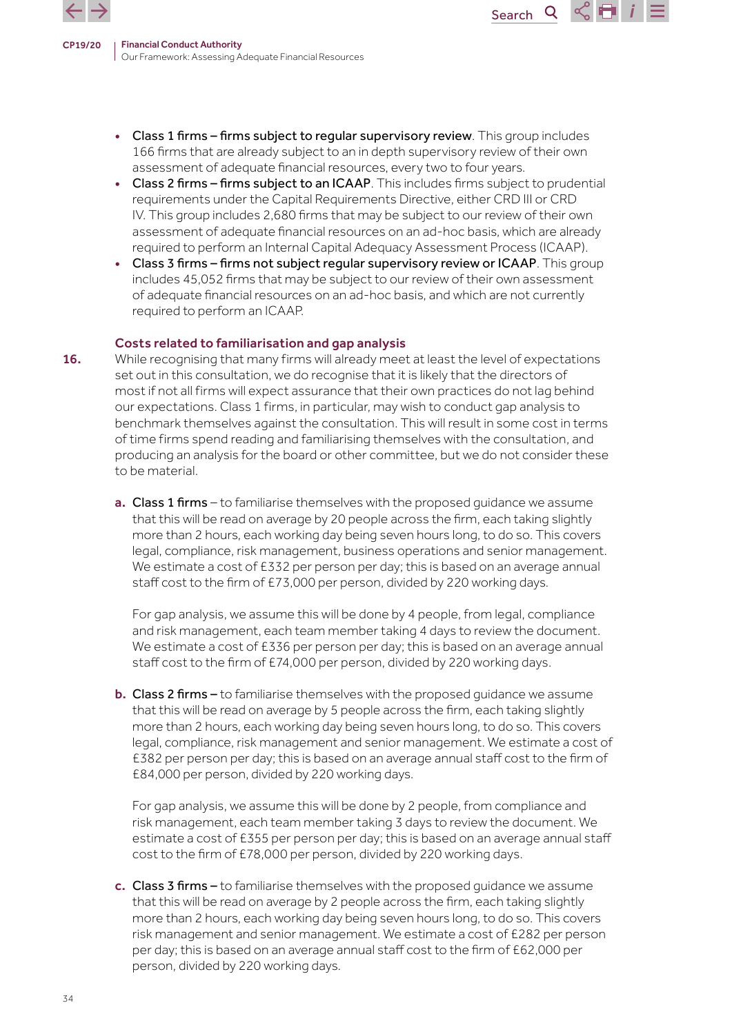- **Class 1 firms – firms subject to regular supervisory review**. This group includes 166 firms that are already subject to an in depth supervisory review of their own assessment of adequate financial resources, every two to four years.
- **Class 2 firms – firms subject to an ICAAP**. This includes firms subject to prudential requirements under the Capital Requirements Directive, either CRD III or CRD IV. This group includes 2,680 firms that may be subject to our review of their own assessment of adequate financial resources on an ad-hoc basis, which are already required to perform an Internal Capital Adequacy Assessment Process (ICAAP).
- **Class 3 firms – firms not subject regular supervisory review or ICAAP**. This group includes 45,052 firms that may be subject to our review of their own assessment of adequate financial resources on an ad-hoc basis, and which are not currently required to perform an ICAAP.

### Costs related to familiarisation and gap analysis

**16.** While recognising that many firms will already meet at least the level of expectations set out in this consultation, we do recognise that it is likely that the directors of most if not all firms will expect assurance that their own practices do not lag behind our expectations. Class 1 firms, in particular, may wish to conduct gap analysis to benchmark themselves against the consultation. This will result in some cost in terms of time firms spend reading and familiarising themselves with the consultation, and producing an analysis for the board or other committee, but we do not consider these to be material.

**a. Class 1 firms** – to familiarise themselves with the proposed guidance we assume that this will be read on average by 20 people across the firm, each taking slightly more than 2 hours, each working day being seven hours long, to do so. This covers legal, compliance, risk management, business operations and senior management. We estimate a cost of £332 per person per day; this is based on an average annual staff cost to the firm of £73,000 per person, divided by 220 working days.

For gap analysis, we assume this will be done by 4 people, from legal, compliance and risk management, each team member taking 4 days to review the document. We estimate a cost of £336 per person per day; this is based on an average annual staff cost to the firm of £74,000 per person, divided by 220 working days.

**b. Class 2 firms –** to familiarise themselves with the proposed guidance we assume that this will be read on average by 5 people across the firm, each taking slightly more than 2 hours, each working day being seven hours long, to do so. This covers legal, compliance, risk management and senior management. We estimate a cost of £382 per person per day; this is based on an average annual staff cost to the firm of £84,000 per person, divided by 220 working days.

For gap analysis, we assume this will be done by 2 people, from compliance and risk management, each team member taking 3 days to review the document. We estimate a cost of £355 per person per day; this is based on an average annual staff cost to the firm of £78,000 per person, divided by 220 working days.

**c. Class 3 firms –** to familiarise themselves with the proposed guidance we assume that this will be read on average by 2 people across the firm, each taking slightly more than 2 hours, each working day being seven hours long, to do so. This covers risk management and senior management. We estimate a cost of £282 per person per day; this is based on an average annual staff cost to the firm of £62,000 per person, divided by 220 working days.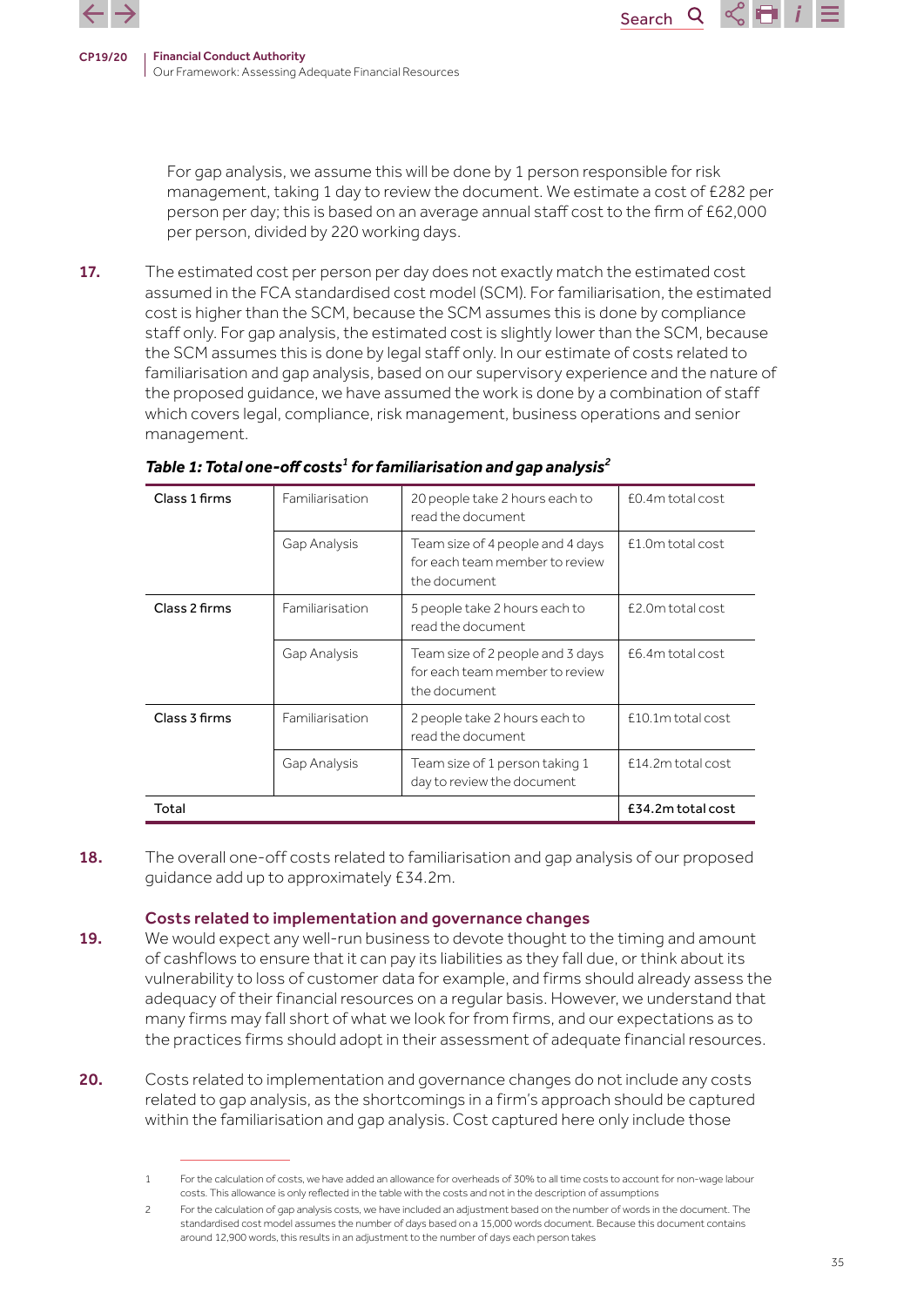For gap analysis, we assume this will be done by 1 person responsible for risk management, taking 1 day to review the document. We estimate a cost of £282 per person per day; this is based on an average annual staff cost to the firm of £62,000 per person, divided by 220 working days.

**17.** The estimated cost per person per day does not exactly match the estimated cost assumed in the FCA standardised cost model (SCM). For familiarisation, the estimated cost is higher than the SCM, because the SCM assumes this is done by compliance staff only. For gap analysis, the estimated cost is slightly lower than the SCM, because the SCM assumes this is done by legal staff only. In our estimate of costs related to familiarisation and gap analysis, based on our supervisory experience and the nature of the proposed guidance, we have assumed the work is done by a combination of staff which covers legal, compliance, risk management, business operations and senior management.

***Table 1: Total one-off costs[1] for familiarisation and gap analysis[2]***

| | | | |
|---|---|---|---|
| Class 1 firms | Familiarisation | 20 people take 2 hours each to read the document | £0.4m total cost |
| | Gap Analysis | Team size of 4 people and 4 days for each team member to review the document | £1.0m total cost |
| Class 2 firms | Familiarisation | 5 people take 2 hours each to read the document | £2.0m total cost |
| | Gap Analysis | Team size of 2 people and 3 days for each team member to review the document | £6.4m total cost |
| Class 3 firms | Familiarisation | 2 people take 2 hours each to read the document | £10.1m total cost |
| | Gap Analysis | Team size of 1 person taking 1 day to review the document | £14.2m total cost |
| Total | | | **£34.2m total cost** |

**18.** The overall one-off costs related to familiarisation and gap analysis of our proposed guidance add up to approximately £34.2m.

### Costs related to implementation and governance changes

**19.** We would expect any well-run business to devote thought to the timing and amount of cashflows to ensure that it can pay its liabilities as they fall due, or think about its vulnerability to loss of customer data for example, and firms should already assess the adequacy of their financial resources on a regular basis. However, we understand that many firms may fall short of what we look for from firms, and our expectations as to the practices firms should adopt in their assessment of adequate financial resources.

**20.** Costs related to implementation and governance changes do not include any costs related to gap analysis, as the shortcomings in a firm's approach should be captured within the familiarisation and gap analysis. Cost captured here only include those

---

1 For the calculation of costs, we have added an allowance for overheads of 30% to all time costs to account for non-wage labour costs. This allowance is only reflected in the table with the costs and not in the description of assumptions

2 For the calculation of gap analysis costs, we have included an adjustment based on the number of words in the document. The standardised cost model assumes the number of days based on a 15,000 words document. Because this document contains around 12,900 words, this results in an adjustment to the number of days each person takes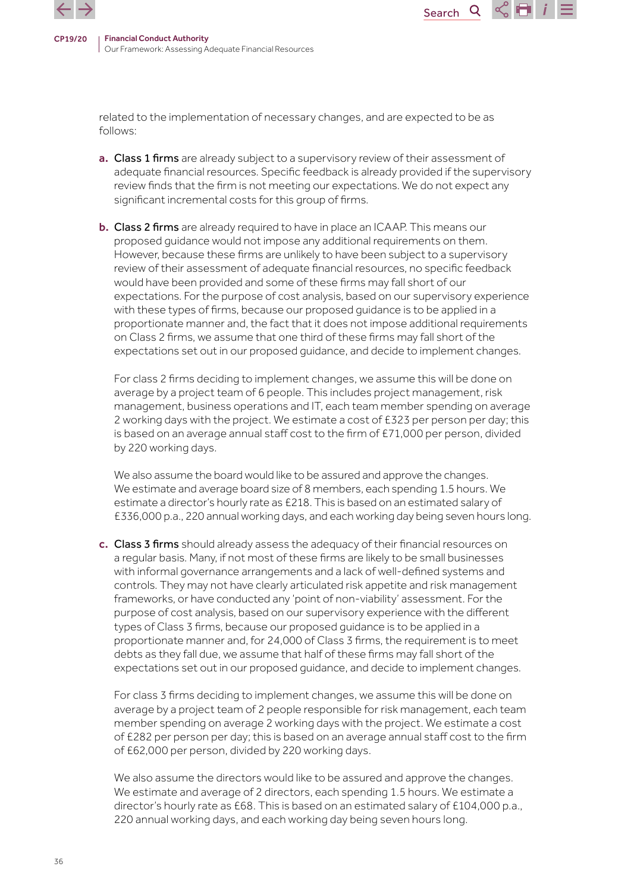related to the implementation of necessary changes, and are expected to be as follows:

a. **Class 1 firms** are already subject to a supervisory review of their assessment of adequate financial resources. Specific feedback is already provided if the supervisory review finds that the firm is not meeting our expectations. We do not expect any significant incremental costs for this group of firms.

b. **Class 2 firms** are already required to have in place an ICAAP. This means our proposed guidance would not impose any additional requirements on them. However, because these firms are unlikely to have been subject to a supervisory review of their assessment of adequate financial resources, no specific feedback would have been provided and some of these firms may fall short of our expectations. For the purpose of cost analysis, based on our supervisory experience with these types of firms, because our proposed guidance is to be applied in a proportionate manner and, the fact that it does not impose additional requirements on Class 2 firms, we assume that one third of these firms may fall short of the expectations set out in our proposed guidance, and decide to implement changes.

   For class 2 firms deciding to implement changes, we assume this will be done on average by a project team of 6 people. This includes project management, risk management, business operations and IT, each team member spending on average 2 working days with the project. We estimate a cost of £323 per person per day; this is based on an average annual staff cost to the firm of £71,000 per person, divided by 220 working days.

   We also assume the board would like to be assured and approve the changes. We estimate and average board size of 8 members, each spending 1.5 hours. We estimate a director's hourly rate as £218. This is based on an estimated salary of £336,000 p.a., 220 annual working days, and each working day being seven hours long.

c. **Class 3 firms** should already assess the adequacy of their financial resources on a regular basis. Many, if not most of these firms are likely to be small businesses with informal governance arrangements and a lack of well-defined systems and controls. They may not have clearly articulated risk appetite and risk management frameworks, or have conducted any 'point of non-viability' assessment. For the purpose of cost analysis, based on our supervisory experience with the different types of Class 3 firms, because our proposed guidance is to be applied in a proportionate manner and, for 24,000 of Class 3 firms, the requirement is to meet debts as they fall due, we assume that half of these firms may fall short of the expectations set out in our proposed guidance, and decide to implement changes.

   For class 3 firms deciding to implement changes, we assume this will be done on average by a project team of 2 people responsible for risk management, each team member spending on average 2 working days with the project. We estimate a cost of £282 per person per day; this is based on an average annual staff cost to the firm of £62,000 per person, divided by 220 working days.

   We also assume the directors would like to be assured and approve the changes. We estimate and average of 2 directors, each spending 1.5 hours. We estimate a director's hourly rate as £68. This is based on an estimated salary of £104,000 p.a., 220 annual working days, and each working day being seven hours long.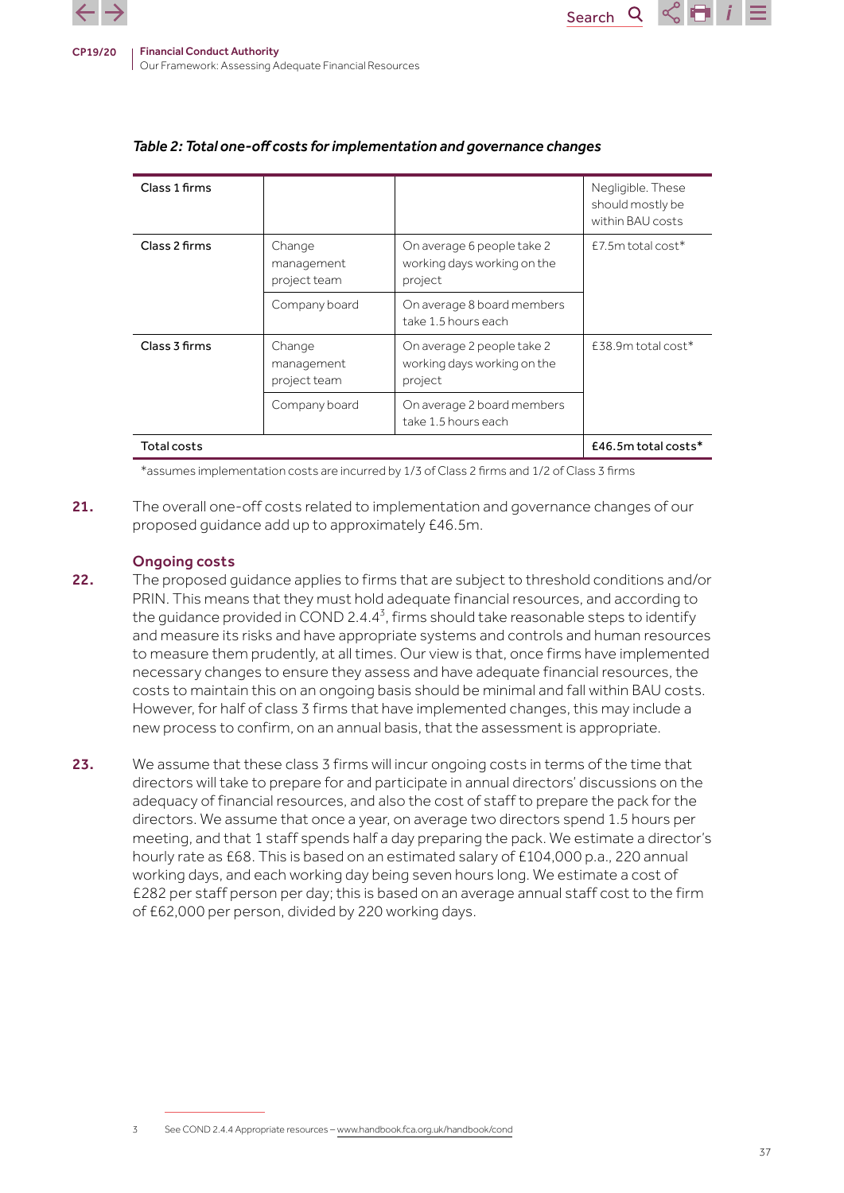*Table 2: Total one-off costs for implementation and governance changes*

| Class 1 firms | | | Negligible. These should mostly be within BAU costs |
|---|---|---|---|
| Class 2 firms | Change management project team | On average 6 people take 2 working days working on the project | £7.5m total cost* |
| | Company board | On average 8 board members take 1.5 hours each | |
| Class 3 firms | Change management project team | On average 2 people take 2 working days working on the project | £38.9m total cost* |
| | Company board | On average 2 board members take 1.5 hours each | |
| Total costs | | | **£46.5m total costs*** |

*assumes implementation costs are incurred by 1/3 of Class 2 firms and 1/2 of Class 3 firms

**21.** The overall one-off costs related to implementation and governance changes of our proposed guidance add up to approximately £46.5m.

### Ongoing costs

**22.** The proposed guidance applies to firms that are subject to threshold conditions and/or PRIN. This means that they must hold adequate financial resources, and according to the guidance provided in COND 2.4.4[3], firms should take reasonable steps to identify and measure its risks and have appropriate systems and controls and human resources to measure them prudently, at all times. Our view is that, once firms have implemented necessary changes to ensure they assess and have adequate financial resources, the costs to maintain this on an ongoing basis should be minimal and fall within BAU costs. However, for half of class 3 firms that have implemented changes, this may include a new process to confirm, on an annual basis, that the assessment is appropriate.

**23.** We assume that these class 3 firms will incur ongoing costs in terms of the time that directors will take to prepare for and participate in annual directors' discussions on the adequacy of financial resources, and also the cost of staff to prepare the pack for the directors. We assume that once a year, on average two directors spend 1.5 hours per meeting, and that 1 staff spends half a day preparing the pack. We estimate a director's hourly rate as £68. This is based on an estimated salary of £104,000 p.a., 220 annual working days, and each working day being seven hours long. We estimate a cost of £282 per staff person per day; this is based on an average annual staff cost to the firm of £62,000 per person, divided by 220 working days.

3 See COND 2.4.4 Appropriate resources – www.handbook.fca.org.uk/handbook/cond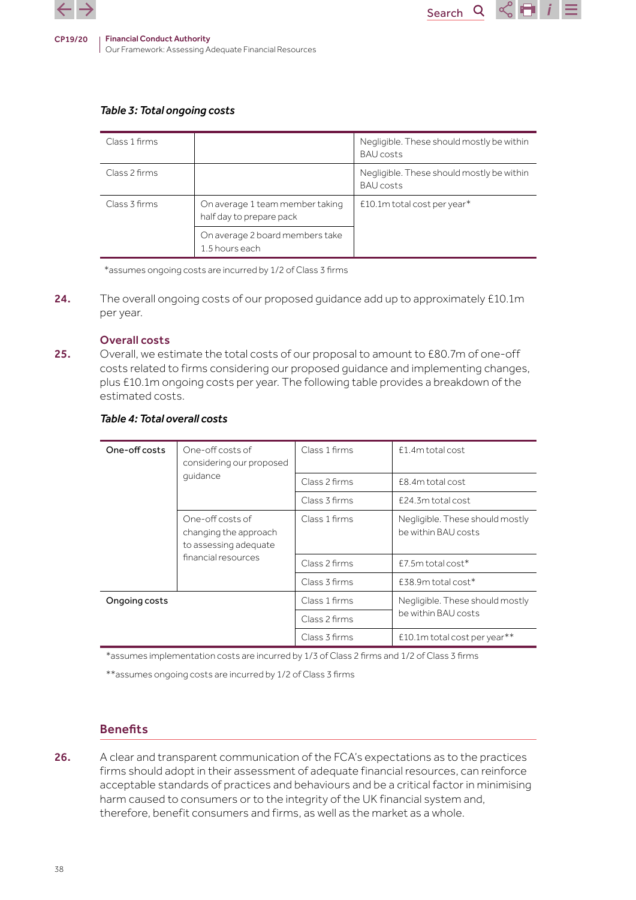*Table 3: Total ongoing costs*

| | | |
|---|---|---|
| Class 1 firms | | Negligible. These should mostly be within BAU costs |
| Class 2 firms | | Negligible. These should mostly be within BAU costs |
| Class 3 firms | On average 1 team member taking half day to prepare pack | £10.1m total cost per year* |
| | On average 2 board members take 1.5 hours each | |

*assumes ongoing costs are incurred by 1/2 of Class 3 firms

**24.** The overall ongoing costs of our proposed guidance add up to approximately £10.1m per year.

### Overall costs

**25.** Overall, we estimate the total costs of our proposal to amount to £80.7m of one-off costs related to firms considering our proposed guidance and implementing changes, plus £10.1m ongoing costs per year. The following table provides a breakdown of the estimated costs.

*Table 4: Total overall costs*

| | | | |
|---|---|---|---|
| **One-off costs** | One-off costs of considering our proposed guidance | Class 1 firms | £1.4m total cost |
| | | Class 2 firms | £8.4m total cost |
| | | Class 3 firms | £24.3m total cost |
| | One-off costs of changing the approach to assessing adequate financial resources | Class 1 firms | Negligible. These should mostly be within BAU costs |
| | | Class 2 firms | £7.5m total cost* |
| | | Class 3 firms | £38.9m total cost* |
| **Ongoing costs** | | Class 1 firms | Negligible. These should mostly be within BAU costs |
| | | Class 2 firms | |
| | | Class 3 firms | £10.1m total cost per year** |

*assumes implementation costs are incurred by 1/3 of Class 2 firms and 1/2 of Class 3 firms

**assumes ongoing costs are incurred by 1/2 of Class 3 firms

## Benefits

**26.** A clear and transparent communication of the FCA's expectations as to the practices firms should adopt in their assessment of adequate financial resources, can reinforce acceptable standards of practices and behaviours and be a critical factor in minimising harm caused to consumers or to the integrity of the UK financial system and, therefore, benefit consumers and firms, as well as the market as a whole.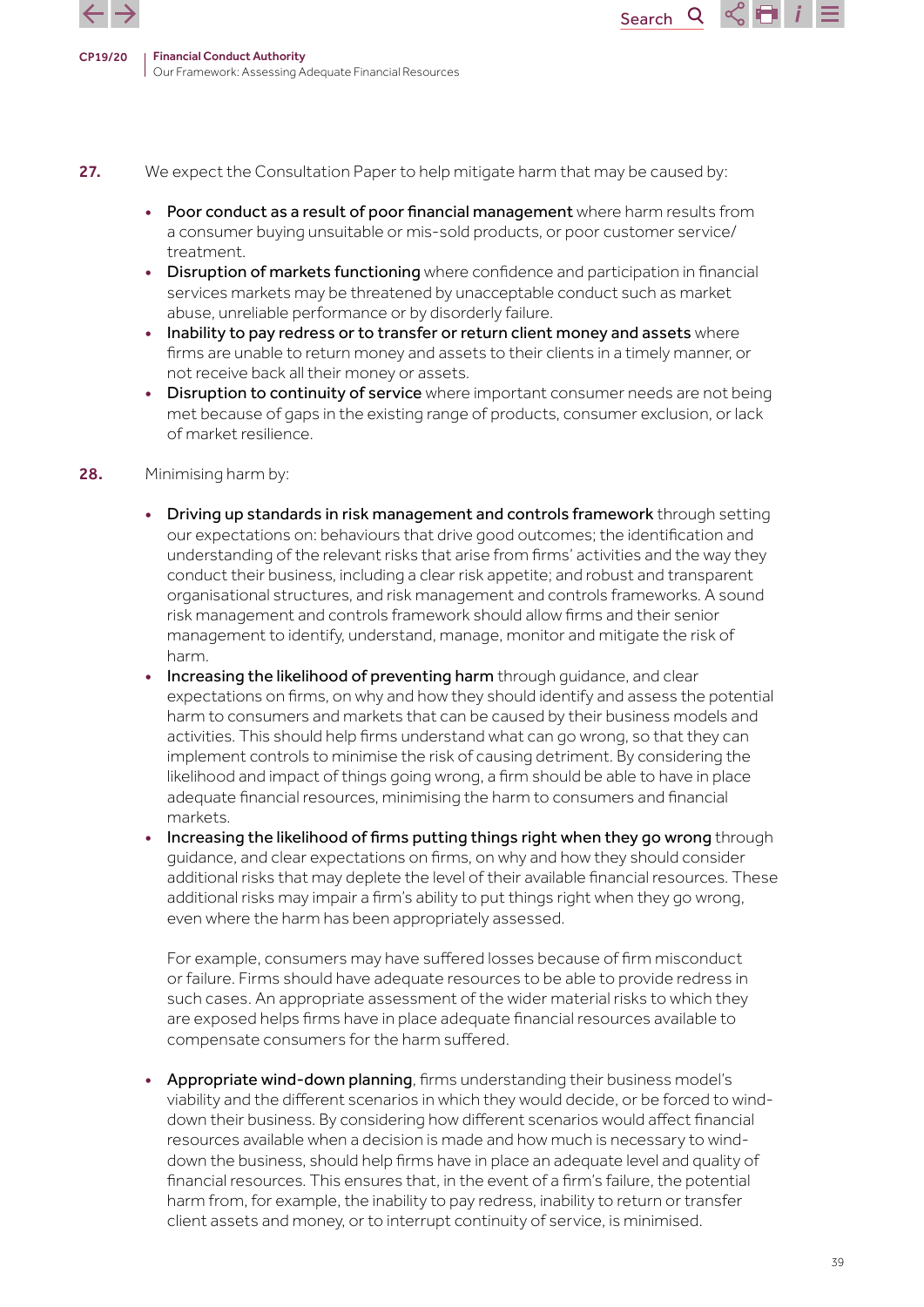27. We expect the Consultation Paper to help mitigate harm that may be caused by:

- **Poor conduct as a result of poor financial management** where harm results from a consumer buying unsuitable or mis-sold products, or poor customer service/treatment.
- **Disruption of markets functioning** where confidence and participation in financial services markets may be threatened by unacceptable conduct such as market abuse, unreliable performance or by disorderly failure.
- **Inability to pay redress or to transfer or return client money and assets** where firms are unable to return money and assets to their clients in a timely manner, or not receive back all their money or assets.
- **Disruption to continuity of service** where important consumer needs are not being met because of gaps in the existing range of products, consumer exclusion, or lack of market resilience.

28. Minimising harm by:

- **Driving up standards in risk management and controls framework** through setting our expectations on: behaviours that drive good outcomes; the identification and understanding of the relevant risks that arise from firms' activities and the way they conduct their business, including a clear risk appetite; and robust and transparent organisational structures, and risk management and controls frameworks. A sound risk management and controls framework should allow firms and their senior management to identify, understand, manage, monitor and mitigate the risk of harm.
- **Increasing the likelihood of preventing harm** through guidance, and clear expectations on firms, on why and how they should identify and assess the potential harm to consumers and markets that can be caused by their business models and activities. This should help firms understand what can go wrong, so that they can implement controls to minimise the risk of causing detriment. By considering the likelihood and impact of things going wrong, a firm should be able to have in place adequate financial resources, minimising the harm to consumers and financial markets.
- **Increasing the likelihood of firms putting things right when they go wrong** through guidance, and clear expectations on firms, on why and how they should consider additional risks that may deplete the level of their available financial resources. These additional risks may impair a firm's ability to put things right when they go wrong, even where the harm has been appropriately assessed.

  For example, consumers may have suffered losses because of firm misconduct or failure. Firms should have adequate resources to be able to provide redress in such cases. An appropriate assessment of the wider material risks to which they are exposed helps firms have in place adequate financial resources available to compensate consumers for the harm suffered.

- **Appropriate wind-down planning**, firms understanding their business model's viability and the different scenarios in which they would decide, or be forced to wind-down their business. By considering how different scenarios would affect financial resources available when a decision is made and how much is necessary to wind-down the business, should help firms have in place an adequate level and quality of financial resources. This ensures that, in the event of a firm's failure, the potential harm from, for example, the inability to pay redress, inability to return or transfer client assets and money, or to interrupt continuity of service, is minimised.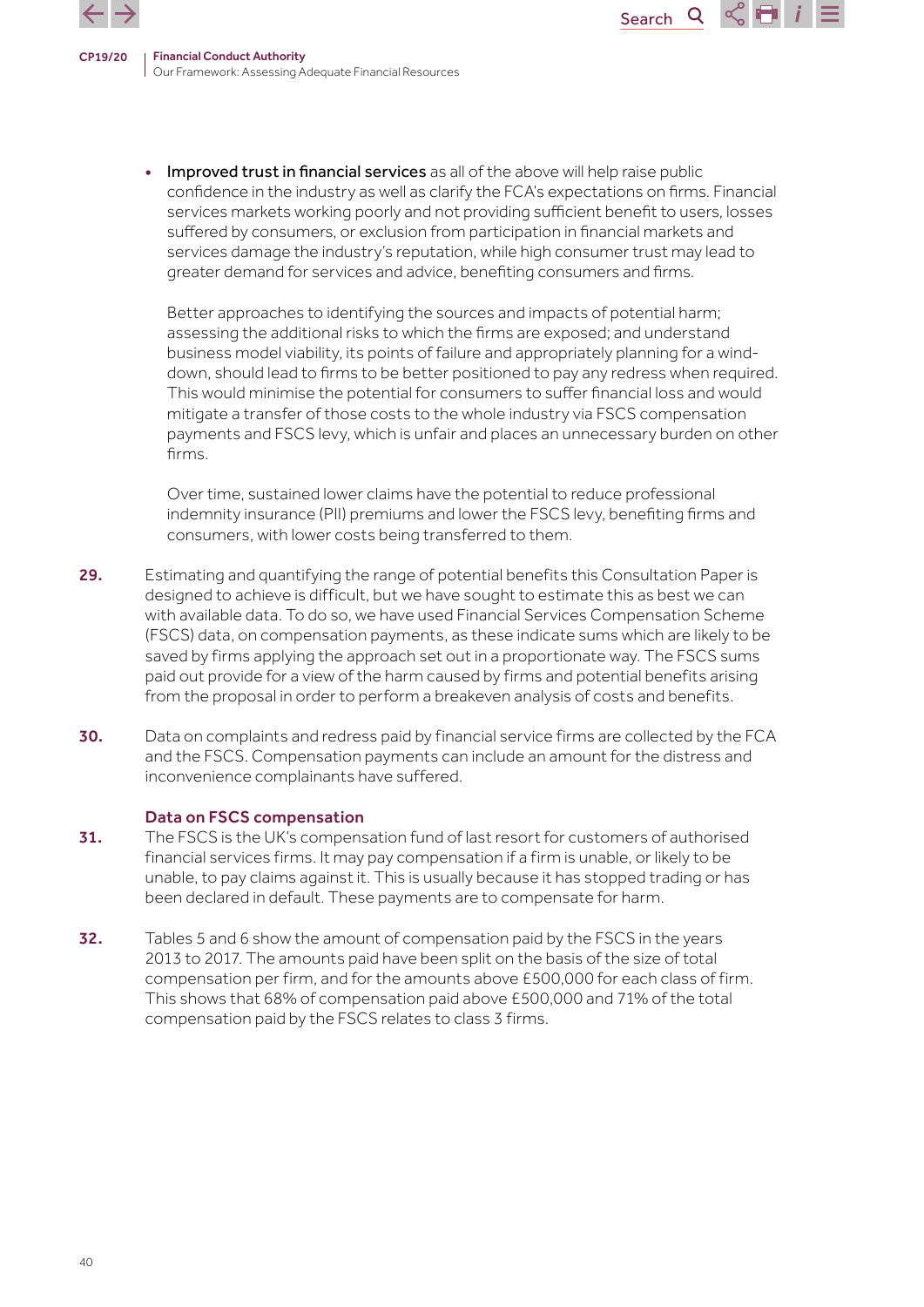- **Improved trust in financial services** as all of the above will help raise public confidence in the industry as well as clarify the FCA's expectations on firms. Financial services markets working poorly and not providing sufficient benefit to users, losses suffered by consumers, or exclusion from participation in financial markets and services damage the industry's reputation, while high consumer trust may lead to greater demand for services and advice, benefiting consumers and firms.

  Better approaches to identifying the sources and impacts of potential harm; assessing the additional risks to which the firms are exposed; and understand business model viability, its points of failure and appropriately planning for a wind-down, should lead to firms to be better positioned to pay any redress when required. This would minimise the potential for consumers to suffer financial loss and would mitigate a transfer of those costs to the whole industry via FSCS compensation payments and FSCS levy, which is unfair and places an unnecessary burden on other firms.

  Over time, sustained lower claims have the potential to reduce professional indemnity insurance (PII) premiums and lower the FSCS levy, benefiting firms and consumers, with lower costs being transferred to them.

**29.** Estimating and quantifying the range of potential benefits this Consultation Paper is designed to achieve is difficult, but we have sought to estimate this as best we can with available data. To do so, we have used Financial Services Compensation Scheme (FSCS) data, on compensation payments, as these indicate sums which are likely to be saved by firms applying the approach set out in a proportionate way. The FSCS sums paid out provide for a view of the harm caused by firms and potential benefits arising from the proposal in order to perform a breakeven analysis of costs and benefits.

**30.** Data on complaints and redress paid by financial service firms are collected by the FCA and the FSCS. Compensation payments can include an amount for the distress and inconvenience complainants have suffered.

### Data on FSCS compensation

**31.** The FSCS is the UK's compensation fund of last resort for customers of authorised financial services firms. It may pay compensation if a firm is unable, or likely to be unable, to pay claims against it. This is usually because it has stopped trading or has been declared in default. These payments are to compensate for harm.

**32.** Tables 5 and 6 show the amount of compensation paid by the FSCS in the years 2013 to 2017. The amounts paid have been split on the basis of the size of total compensation per firm, and for the amounts above £500,000 for each class of firm. This shows that 68% of compensation paid above £500,000 and 71% of the total compensation paid by the FSCS relates to class 3 firms.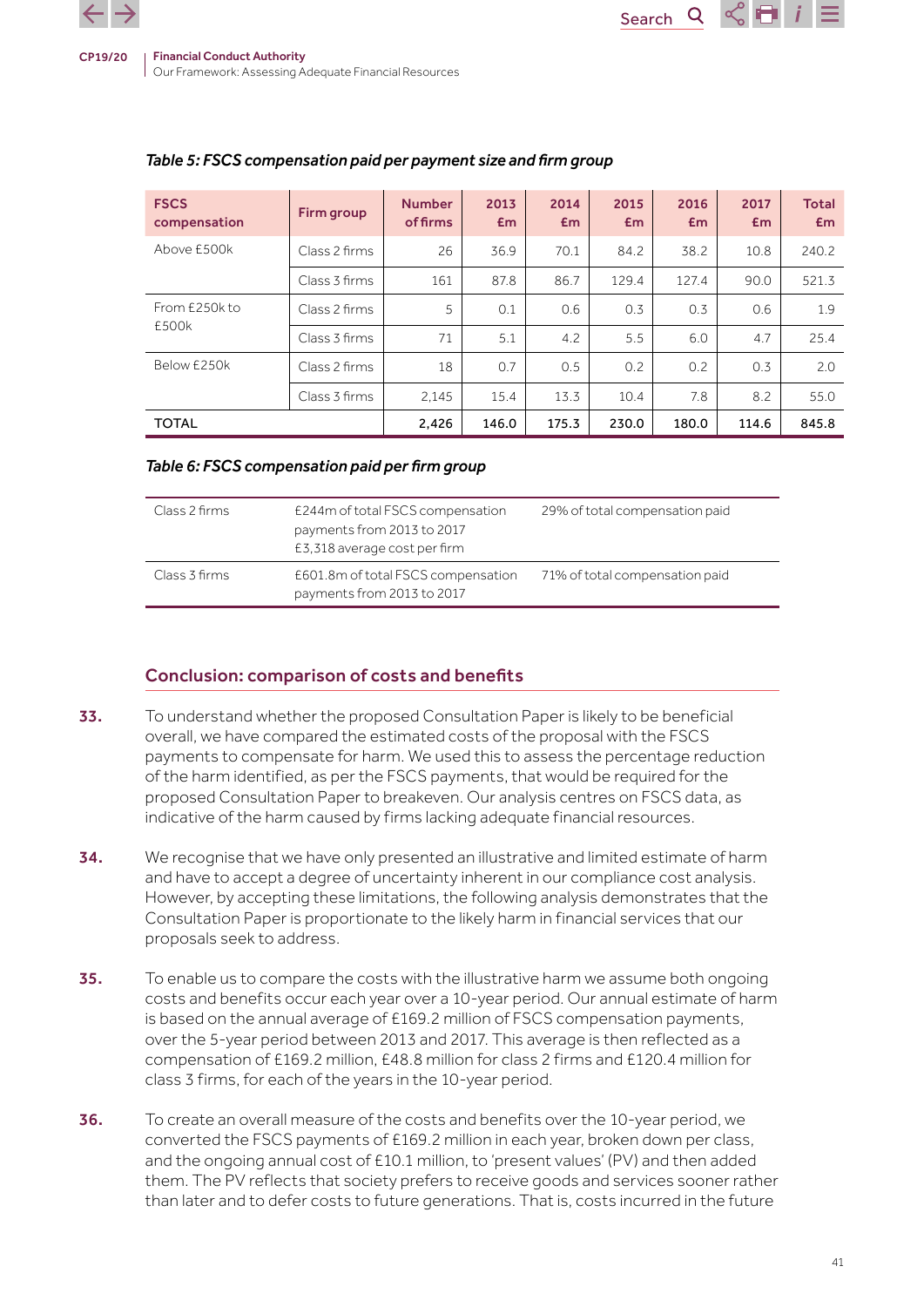*Table 5: FSCS compensation paid per payment size and firm group*

| FSCS compensation | Firm group | Number of firms | 2013 £m | 2014 £m | 2015 £m | 2016 £m | 2017 £m | Total £m |
|---|---|---|---|---|---|---|---|---|
| Above £500k | Class 2 firms | 26 | 36.9 | 70.1 | 84.2 | 38.2 | 10.8 | 240.2 |
| | Class 3 firms | 161 | 87.8 | 86.7 | 129.4 | 127.4 | 90.0 | 521.3 |
| From £250k to £500k | Class 2 firms | 5 | 0.1 | 0.6 | 0.3 | 0.3 | 0.6 | 1.9 |
| | Class 3 firms | 71 | 5.1 | 4.2 | 5.5 | 6.0 | 4.7 | 25.4 |
| Below £250k | Class 2 firms | 18 | 0.7 | 0.5 | 0.2 | 0.2 | 0.3 | 2.0 |
| | Class 3 firms | 2,145 | 15.4 | 13.3 | 10.4 | 7.8 | 8.2 | 55.0 |
| **TOTAL** | | **2,426** | **146.0** | **175.3** | **230.0** | **180.0** | **114.6** | **845.8** |

*Table 6: FSCS compensation paid per firm group*

| | | |
|---|---|---|
| Class 2 firms | £244m of total FSCS compensation payments from 2013 to 2017<br>£3,318 average cost per firm | 29% of total compensation paid |
| Class 3 firms | £601.8m of total FSCS compensation payments from 2013 to 2017 | 71% of total compensation paid |

## Conclusion: comparison of costs and benefits

**33.** To understand whether the proposed Consultation Paper is likely to be beneficial overall, we have compared the estimated costs of the proposal with the FSCS payments to compensate for harm. We used this to assess the percentage reduction of the harm identified, as per the FSCS payments, that would be required for the proposed Consultation Paper to breakeven. Our analysis centres on FSCS data, as indicative of the harm caused by firms lacking adequate financial resources.

**34.** We recognise that we have only presented an illustrative and limited estimate of harm and have to accept a degree of uncertainty inherent in our compliance cost analysis. However, by accepting these limitations, the following analysis demonstrates that the Consultation Paper is proportionate to the likely harm in financial services that our proposals seek to address.

**35.** To enable us to compare the costs with the illustrative harm we assume both ongoing costs and benefits occur each year over a 10-year period. Our annual estimate of harm is based on the annual average of £169.2 million of FSCS compensation payments, over the 5-year period between 2013 and 2017. This average is then reflected as a compensation of £169.2 million, £48.8 million for class 2 firms and £120.4 million for class 3 firms, for each of the years in the 10-year period.

**36.** To create an overall measure of the costs and benefits over the 10-year period, we converted the FSCS payments of £169.2 million in each year, broken down per class, and the ongoing annual cost of £10.1 million, to 'present values' (PV) and then added them. The PV reflects that society prefers to receive goods and services sooner rather than later and to defer costs to future generations. That is, costs incurred in the future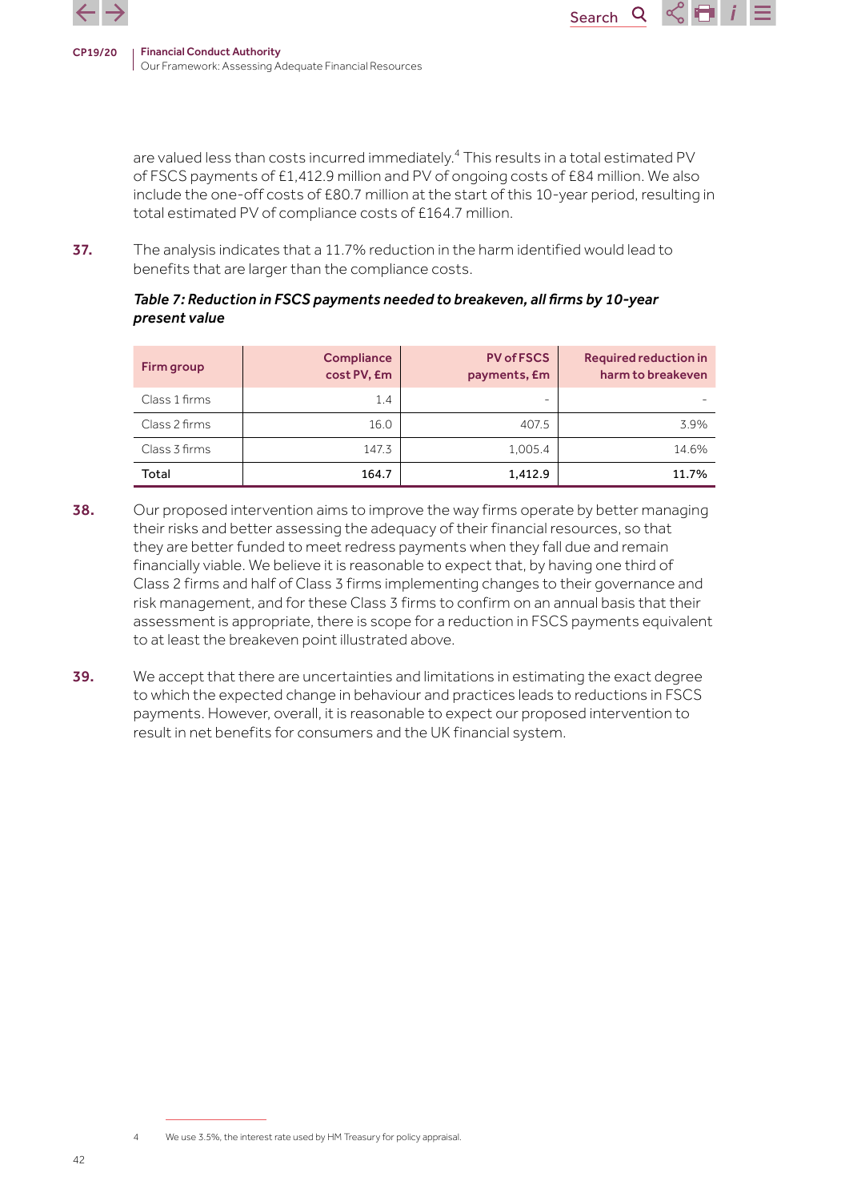are valued less than costs incurred immediately.[4] This results in a total estimated PV of FSCS payments of £1,412.9 million and PV of ongoing costs of £84 million. We also include the one-off costs of £80.7 million at the start of this 10-year period, resulting in total estimated PV of compliance costs of £164.7 million.

**37.** The analysis indicates that a 11.7% reduction in the harm identified would lead to benefits that are larger than the compliance costs.

***Table 7: Reduction in FSCS payments needed to breakeven, all firms by 10-year present value***

| Firm group | Compliance cost PV, £m | PV of FSCS payments, £m | Required reduction in harm to breakeven |
|---|---|---|---|
| Class 1 firms | 1.4 | - | - |
| Class 2 firms | 16.0 | 407.5 | 3.9% |
| Class 3 firms | 147.3 | 1,005.4 | 14.6% |
| **Total** | **164.7** | **1,412.9** | **11.7%** |

**38.** Our proposed intervention aims to improve the way firms operate by better managing their risks and better assessing the adequacy of their financial resources, so that they are better funded to meet redress payments when they fall due and remain financially viable. We believe it is reasonable to expect that, by having one third of Class 2 firms and half of Class 3 firms implementing changes to their governance and risk management, and for these Class 3 firms to confirm on an annual basis that their assessment is appropriate, there is scope for a reduction in FSCS payments equivalent to at least the breakeven point illustrated above.

**39.** We accept that there are uncertainties and limitations in estimating the exact degree to which the expected change in behaviour and practices leads to reductions in FSCS payments. However, overall, it is reasonable to expect our proposed intervention to result in net benefits for consumers and the UK financial system.

---

4 We use 3.5%, the interest rate used by HM Treasury for policy appraisal.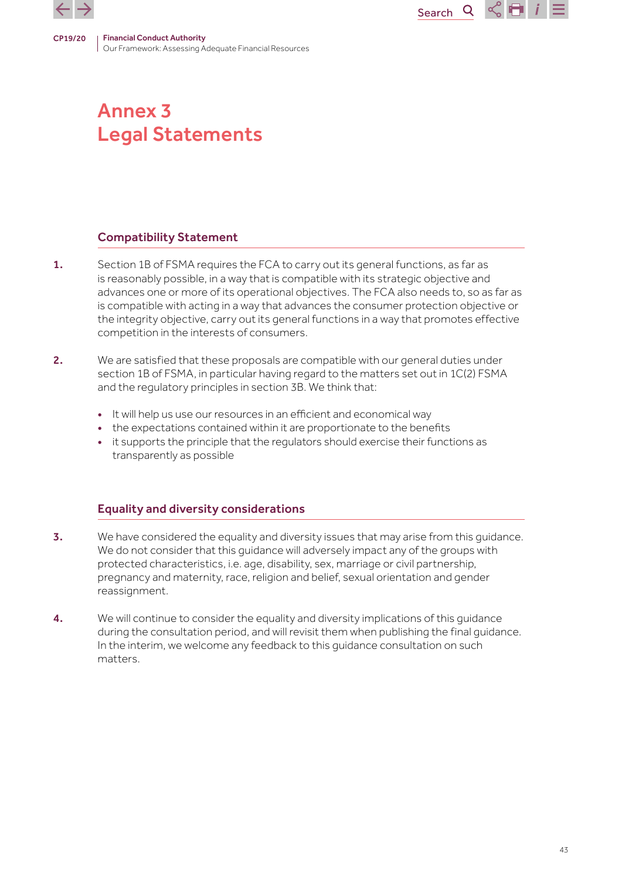# Annex 3
# Legal Statements

## Compatibility Statement

1. Section 1B of FSMA requires the FCA to carry out its general functions, as far as is reasonably possible, in a way that is compatible with its strategic objective and advances one or more of its operational objectives. The FCA also needs to, so as far as is compatible with acting in a way that advances the consumer protection objective or the integrity objective, carry out its general functions in a way that promotes effective competition in the interests of consumers.

2. We are satisfied that these proposals are compatible with our general duties under section 1B of FSMA, in particular having regard to the matters set out in 1C(2) FSMA and the regulatory principles in section 3B. We think that:

   - It will help us use our resources in an efficient and economical way
   - the expectations contained within it are proportionate to the benefits
   - it supports the principle that the regulators should exercise their functions as transparently as possible

## Equality and diversity considerations

3. We have considered the equality and diversity issues that may arise from this guidance. We do not consider that this guidance will adversely impact any of the groups with protected characteristics, i.e. age, disability, sex, marriage or civil partnership, pregnancy and maternity, race, religion and belief, sexual orientation and gender reassignment.

4. We will continue to consider the equality and diversity implications of this guidance during the consultation period, and will revisit them when publishing the final guidance. In the interim, we welcome any feedback to this guidance consultation on such matters.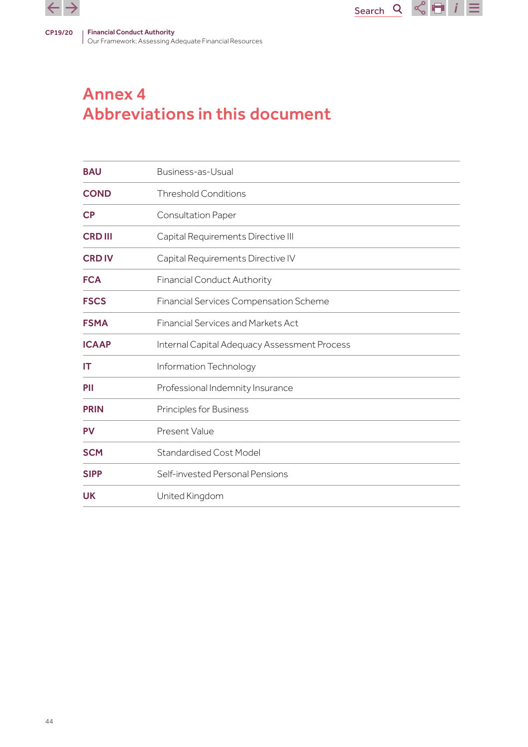# Annex 4
# Abbreviations in this document

| | |
|---|---|
| **BAU** | Business-as-Usual |
| **COND** | Threshold Conditions |
| **CP** | Consultation Paper |
| **CRD III** | Capital Requirements Directive III |
| **CRD IV** | Capital Requirements Directive IV |
| **FCA** | Financial Conduct Authority |
| **FSCS** | Financial Services Compensation Scheme |
| **FSMA** | Financial Services and Markets Act |
| **ICAAP** | Internal Capital Adequacy Assessment Process |
| **IT** | Information Technology |
| **PII** | Professional Indemnity Insurance |
| **PRIN** | Principles for Business |
| **PV** | Present Value |
| **SCM** | Standardised Cost Model |
| **SIPP** | Self-invested Personal Pensions |
| **UK** | United Kingdom |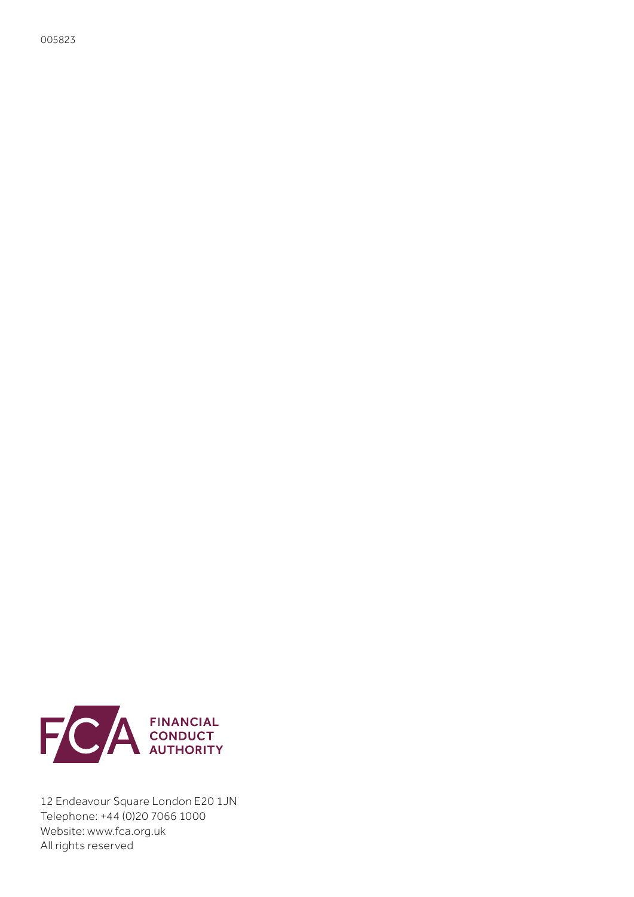005823

FINANCIAL CONDUCT AUTHORITY

12 Endeavour Square London E20 1JN
Telephone: +44 (0)20 7066 1000
Website: www.fca.org.uk
All rights reserved